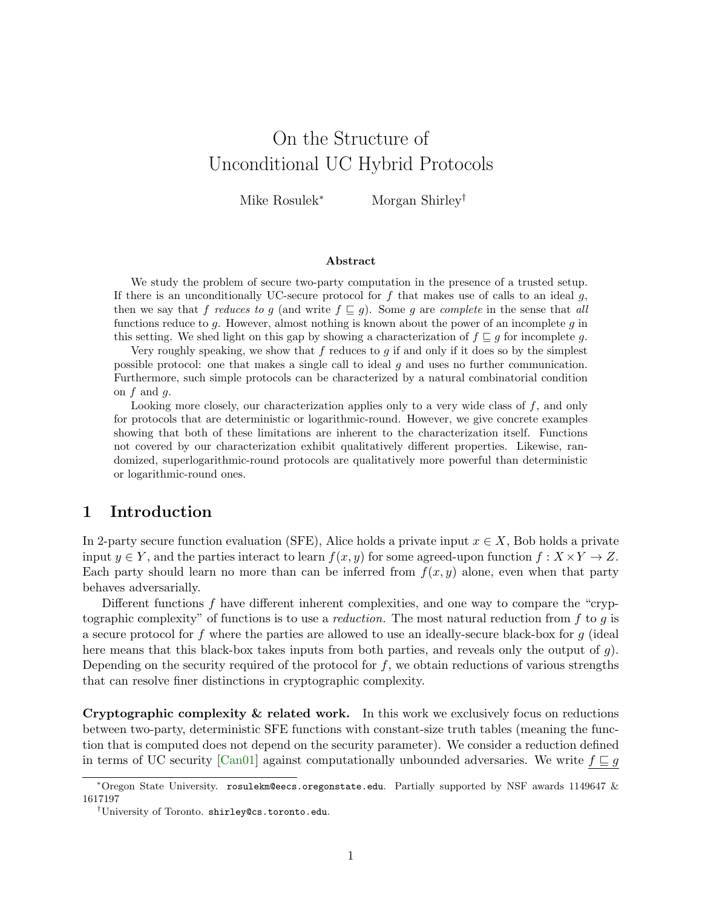# On the Structure of Unconditional UC Hybrid Protocols

Mike Rosulek* Morgan Shirley†

### Abstract

We study the problem of secure two-party computation in the presence of a trusted setup. If there is an unconditionally UC-secure protocol for $f$ that makes use of calls to an ideal $g$, then we say that $f$ *reduces to* $g$ (and write $f \sqsubseteq g$). Some $g$ are *complete* in the sense that *all* functions reduce to $g$. However, almost nothing is known about the power of an incomplete $g$ in this setting. We shed light on this gap by showing a characterization of $f \sqsubseteq g$ for incomplete $g$.

Very roughly speaking, we show that $f$ reduces to $g$ if and only if it does so by the simplest possible protocol: one that makes a single call to ideal $g$ and uses no further communication. Furthermore, such simple protocols can be characterized by a natural combinatorial condition on $f$ and $g$.

Looking more closely, our characterization applies only to a very wide class of $f$, and only for protocols that are deterministic or logarithmic-round. However, we give concrete examples showing that both of these limitations are inherent to the characterization itself. Functions not covered by our characterization exhibit qualitatively different properties. Likewise, randomized, superlogarithmic-round protocols are qualitatively more powerful than deterministic or logarithmic-round ones.

## 1 Introduction

In 2-party secure function evaluation (SFE), Alice holds a private input $x \in X$, Bob holds a private input $y \in Y$, and the parties interact to learn $f(x, y)$ for some agreed-upon function $f : X \times Y \to Z$. Each party should learn no more than can be inferred from $f(x, y)$ alone, even when that party behaves adversarially.

Different functions $f$ have different inherent complexities, and one way to compare the "cryptographic complexity" of functions is to use a *reduction*. The most natural reduction from $f$ to $g$ is a secure protocol for $f$ where the parties are allowed to use an ideally-secure black-box for $g$ (ideal here means that this black-box takes inputs from both parties, and reveals only the output of $g$). Depending on the security required of the protocol for $f$, we obtain reductions of various strengths that can resolve finer distinctions in cryptographic complexity.

**Cryptographic complexity & related work.** In this work we exclusively focus on reductions between two-party, deterministic SFE functions with constant-size truth tables (meaning the function that is computed does not depend on the security parameter). We consider a reduction defined in terms of UC security [Can01] against computationally unbounded adversaries. We write $\underline{f \sqsubseteq g}$

*Oregon State University. rosulekm@eecs.oregonstate.edu. Partially supported by NSF awards 1149647 & 1617197

†University of Toronto. shirley@cs.toronto.edu.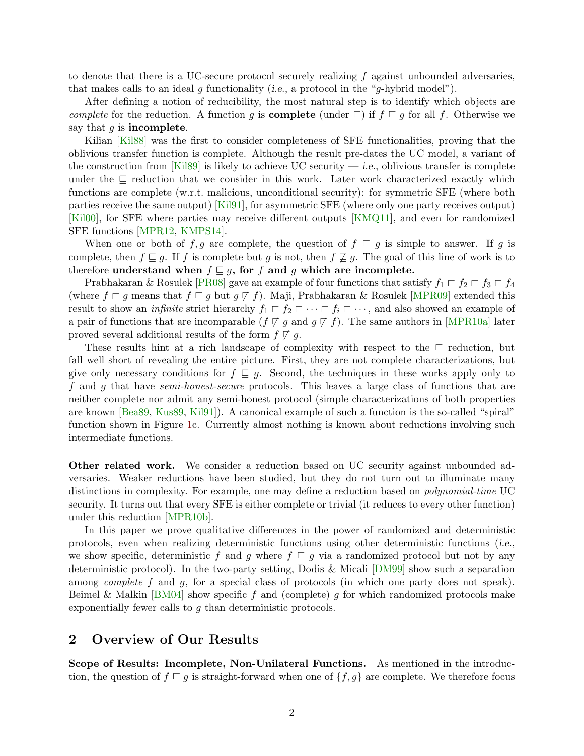to denote that there is a UC-secure protocol securely realizing $f$ against unbounded adversaries, that makes calls to an ideal $g$ functionality (*i.e.*, a protocol in the "$g$-hybrid model").

After defining a notion of reducibility, the most natural step is to identify which objects are *complete* for the reduction. A function $g$ is **complete** (under $\sqsubseteq$) if $f \sqsubseteq g$ for all $f$. Otherwise we say that $g$ is **incomplete**.

Kilian [Kil88] was the first to consider completeness of SFE functionalities, proving that the oblivious transfer function is complete. Although the result pre-dates the UC model, a variant of the construction from [Kil89] is likely to achieve UC security — *i.e.*, oblivious transfer is complete under the $\sqsubseteq$ reduction that we consider in this work. Later work characterized exactly which functions are complete (w.r.t. malicious, unconditional security): for symmetric SFE (where both parties receive the same output) [Kil91], for asymmetric SFE (where only one party receives output) [Kil00], for SFE where parties may receive different outputs [KMQ11], and even for randomized SFE functions [MPR12, KMPS14].

When one or both of $f, g$ are complete, the question of $f \sqsubseteq g$ is simple to answer. If $g$ is complete, then $f \sqsubseteq g$. If $f$ is complete but $g$ is not, then $f \not\sqsubseteq g$. The goal of this line of work is to therefore **understand when $f \sqsubseteq g$, for $f$ and $g$ which are incomplete.**

Prabhakaran & Rosulek [PR08] gave an example of four functions that satisfy $f_1 \sqsubset f_2 \sqsubset f_3 \sqsubset f_4$ (where $f \sqsubset g$ means that $f \sqsubseteq g$ but $g \not\sqsubseteq f$). Maji, Prabhakaran & Rosulek [MPR09] extended this result to show an *infinite* strict hierarchy $f_1 \sqsubset f_2 \sqsubset \cdots \sqsubset f_i \sqsubset \cdots$, and also showed an example of a pair of functions that are incomparable ($f \not\sqsubseteq g$ and $g \not\sqsubseteq f$). The same authors in [MPR10a] later proved several additional results of the form $f \not\sqsubseteq g$.

These results hint at a rich landscape of complexity with respect to the $\sqsubseteq$ reduction, but fall well short of revealing the entire picture. First, they are not complete characterizations, but give only necessary conditions for $f \sqsubseteq g$. Second, the techniques in these works apply only to $f$ and $g$ that have *semi-honest-secure* protocols. This leaves a large class of functions that are neither complete nor admit any semi-honest protocol (simple characterizations of both properties are known [Bea89, Kus89, Kil91]). A canonical example of such a function is the so-called "spiral" function shown in Figure 1c. Currently almost nothing is known about reductions involving such intermediate functions.

**Other related work.** We consider a reduction based on UC security against unbounded adversaries. Weaker reductions have been studied, but they do not turn out to illuminate many distinctions in complexity. For example, one may define a reduction based on *polynomial-time* UC security. It turns out that every SFE is either complete or trivial (it reduces to every other function) under this reduction [MPR10b].

In this paper we prove qualitative differences in the power of randomized and deterministic protocols, even when realizing deterministic functions using other deterministic functions (*i.e.*, we show specific, deterministic $f$ and $g$ where $f \sqsubseteq g$ via a randomized protocol but not by any deterministic protocol). In the two-party setting, Dodis & Micali [DM99] show such a separation among *complete* $f$ and $g$, for a special class of protocols (in which one party does not speak). Beimel & Malkin [BM04] show specific $f$ and (complete) $g$ for which randomized protocols make exponentially fewer calls to $g$ than deterministic protocols.

## 2 Overview of Our Results

**Scope of Results: Incomplete, Non-Unilateral Functions.** As mentioned in the introduction, the question of $f \sqsubseteq g$ is straight-forward when one of $\{f, g\}$ are complete. We therefore focus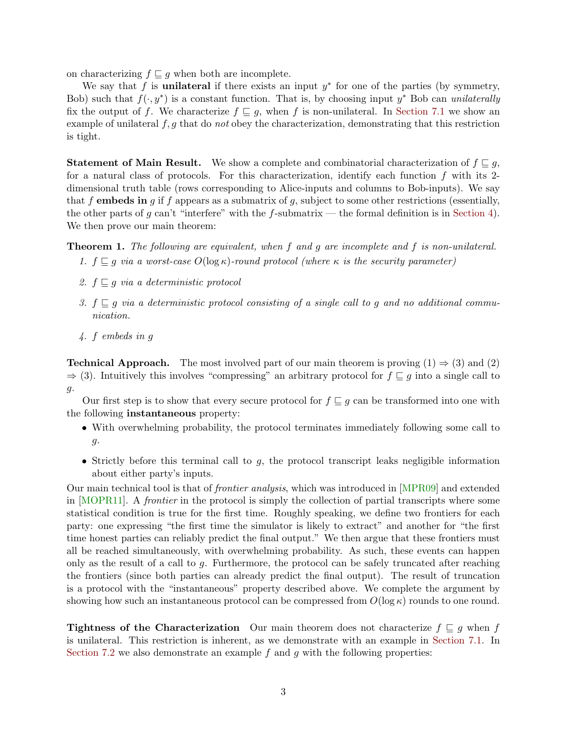on characterizing $f \sqsubseteq g$ when both are incomplete.

We say that $f$ is **unilateral** if there exists an input $y^*$ for one of the parties (by symmetry, Bob) such that $f(\cdot, y^*)$ is a constant function. That is, by choosing input $y^*$ Bob can *unilaterally* fix the output of $f$. We characterize $f \sqsubseteq g$, when $f$ is non-unilateral. In Section 7.1 we show an example of unilateral $f, g$ that do *not* obey the characterization, demonstrating that this restriction is tight.

**Statement of Main Result.** We show a complete and combinatorial characterization of $f \sqsubseteq g$, for a natural class of protocols. For this characterization, identify each function $f$ with its 2-dimensional truth table (rows corresponding to Alice-inputs and columns to Bob-inputs). We say that $f$ **embeds in** $g$ if $f$ appears as a submatrix of $g$, subject to some other restrictions (essentially, the other parts of $g$ can't "interfere" with the $f$-submatrix — the formal definition is in Section 4). We then prove our main theorem:

**Theorem 1.** *The following are equivalent, when $f$ and $g$ are incomplete and $f$ is non-unilateral.*

1. *$f \sqsubseteq g$ via a worst-case $O(\log \kappa)$-round protocol (where $\kappa$ is the security parameter)*
2. *$f \sqsubseteq g$ via a deterministic protocol*
3. *$f \sqsubseteq g$ via a deterministic protocol consisting of a single call to $g$ and no additional communication.*
4. *$f$ embeds in $g$*

**Technical Approach.** The most involved part of our main theorem is proving (1) $\Rightarrow$ (3) and (2) $\Rightarrow$ (3). Intuitively this involves "compressing" an arbitrary protocol for $f \sqsubseteq g$ into a single call to $g$.

Our first step is to show that every secure protocol for $f \sqsubseteq g$ can be transformed into one with the following **instantaneous** property:

- With overwhelming probability, the protocol terminates immediately following some call to $g$.
- Strictly before this terminal call to $g$, the protocol transcript leaks negligible information about either party's inputs.

Our main technical tool is that of *frontier analysis*, which was introduced in [MPR09] and extended in [MOPR11]. A *frontier* in the protocol is simply the collection of partial transcripts where some statistical condition is true for the first time. Roughly speaking, we define two frontiers for each party: one expressing "the first time the simulator is likely to extract" and another for "the first time honest parties can reliably predict the final output." We then argue that these frontiers must all be reached simultaneously, with overwhelming probability. As such, these events can happen only as the result of a call to $g$. Furthermore, the protocol can be safely truncated after reaching the frontiers (since both parties can already predict the final output). The result of truncation is a protocol with the "instantaneous" property described above. We complete the argument by showing how such an instantaneous protocol can be compressed from $O(\log \kappa)$ rounds to one round.

**Tightness of the Characterization** Our main theorem does not characterize $f \sqsubseteq g$ when $f$ is unilateral. This restriction is inherent, as we demonstrate with an example in Section 7.1. In Section 7.2 we also demonstrate an example $f$ and $g$ with the following properties: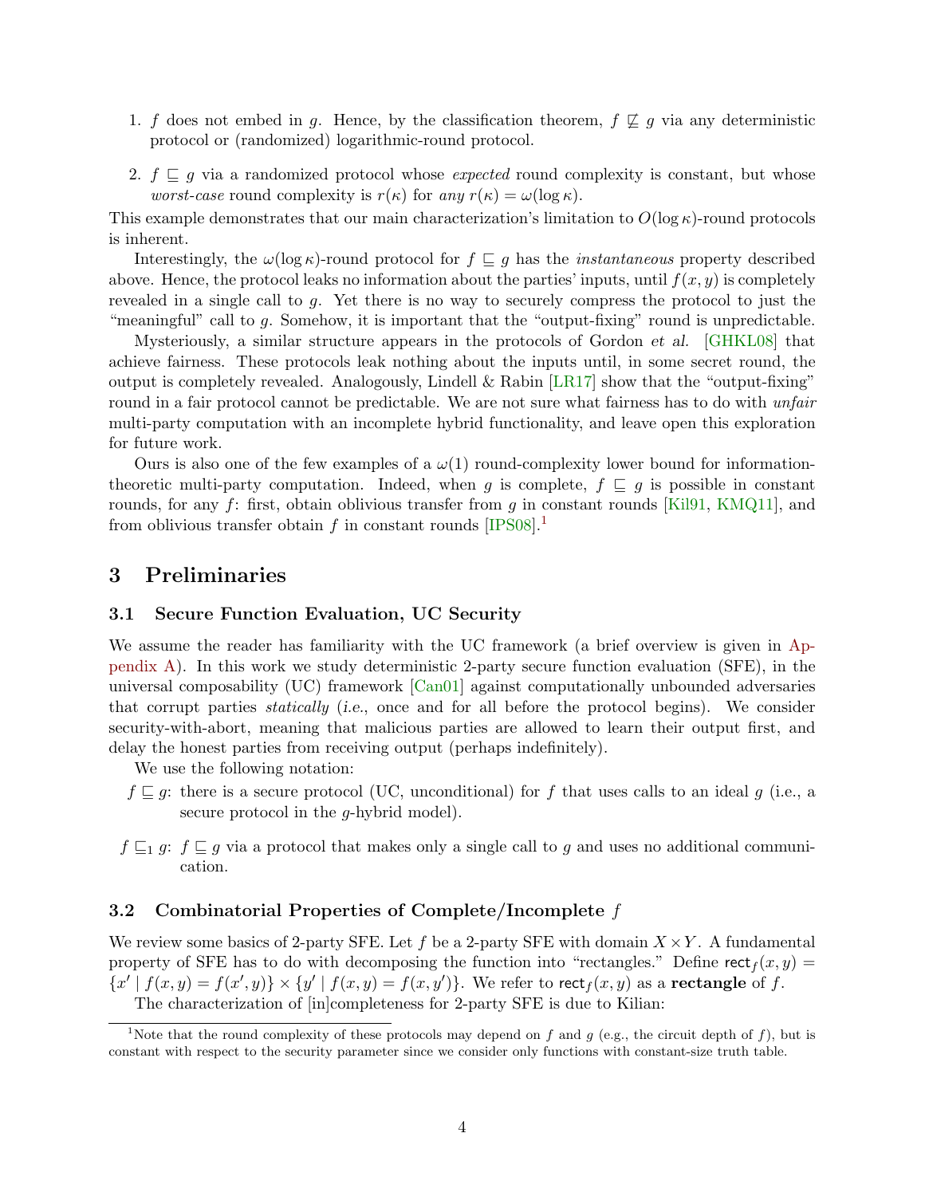1. $f$ does not embed in $g$. Hence, by the classification theorem, $f \not\sqsubseteq g$ via any deterministic protocol or (randomized) logarithmic-round protocol.

2. $f \sqsubseteq g$ via a randomized protocol whose *expected* round complexity is constant, but whose *worst-case* round complexity is $r(\kappa)$ for *any* $r(\kappa) = \omega(\log \kappa)$.

This example demonstrates that our main characterization's limitation to $O(\log \kappa)$-round protocols is inherent.

Interestingly, the $\omega(\log \kappa)$-round protocol for $f \sqsubseteq g$ has the *instantaneous* property described above. Hence, the protocol leaks no information about the parties' inputs, until $f(x, y)$ is completely revealed in a single call to $g$. Yet there is no way to securely compress the protocol to just the "meaningful" call to $g$. Somehow, it is important that the "output-fixing" round is unpredictable.

Mysteriously, a similar structure appears in the protocols of Gordon *et al.* [GHKL08] that achieve fairness. These protocols leak nothing about the inputs until, in some secret round, the output is completely revealed. Analogously, Lindell & Rabin [LR17] show that the "output-fixing" round in a fair protocol cannot be predictable. We are not sure what fairness has to do with *unfair* multi-party computation with an incomplete hybrid functionality, and leave open this exploration for future work.

Ours is also one of the few examples of a $\omega(1)$ round-complexity lower bound for information-theoretic multi-party computation. Indeed, when $g$ is complete, $f \sqsubseteq g$ is possible in constant rounds, for any $f$: first, obtain oblivious transfer from $g$ in constant rounds [Kil91, KMQ11], and from oblivious transfer obtain $f$ in constant rounds [IPS08].[1]

## 3 Preliminaries

### 3.1 Secure Function Evaluation, UC Security

We assume the reader has familiarity with the UC framework (a brief overview is given in Appendix A). In this work we study deterministic 2-party secure function evaluation (SFE), in the universal composability (UC) framework [Can01] against computationally unbounded adversaries that corrupt parties *statically* (*i.e.*, once and for all before the protocol begins). We consider security-with-abort, meaning that malicious parties are allowed to learn their output first, and delay the honest parties from receiving output (perhaps indefinitely).

We use the following notation:

- $f \sqsubseteq g$: there is a secure protocol (UC, unconditional) for $f$ that uses calls to an ideal $g$ (i.e., a secure protocol in the $g$-hybrid model).
- $f \sqsubseteq_1 g$: $f \sqsubseteq g$ via a protocol that makes only a single call to $g$ and uses no additional communication.

### 3.2 Combinatorial Properties of Complete/Incomplete $f$

We review some basics of 2-party SFE. Let $f$ be a 2-party SFE with domain $X \times Y$. A fundamental property of SFE has to do with decomposing the function into "rectangles." Define $\mathsf{rect}_f(x, y) = \{x' \mid f(x, y) = f(x', y)\} \times \{y' \mid f(x, y) = f(x, y')\}$. We refer to $\mathsf{rect}_f(x, y)$ as a **rectangle** of $f$.

The characterization of [in]completeness for 2-party SFE is due to Kilian:

[1] Note that the round complexity of these protocols may depend on $f$ and $g$ (e.g., the circuit depth of $f$), but is constant with respect to the security parameter since we consider only functions with constant-size truth table.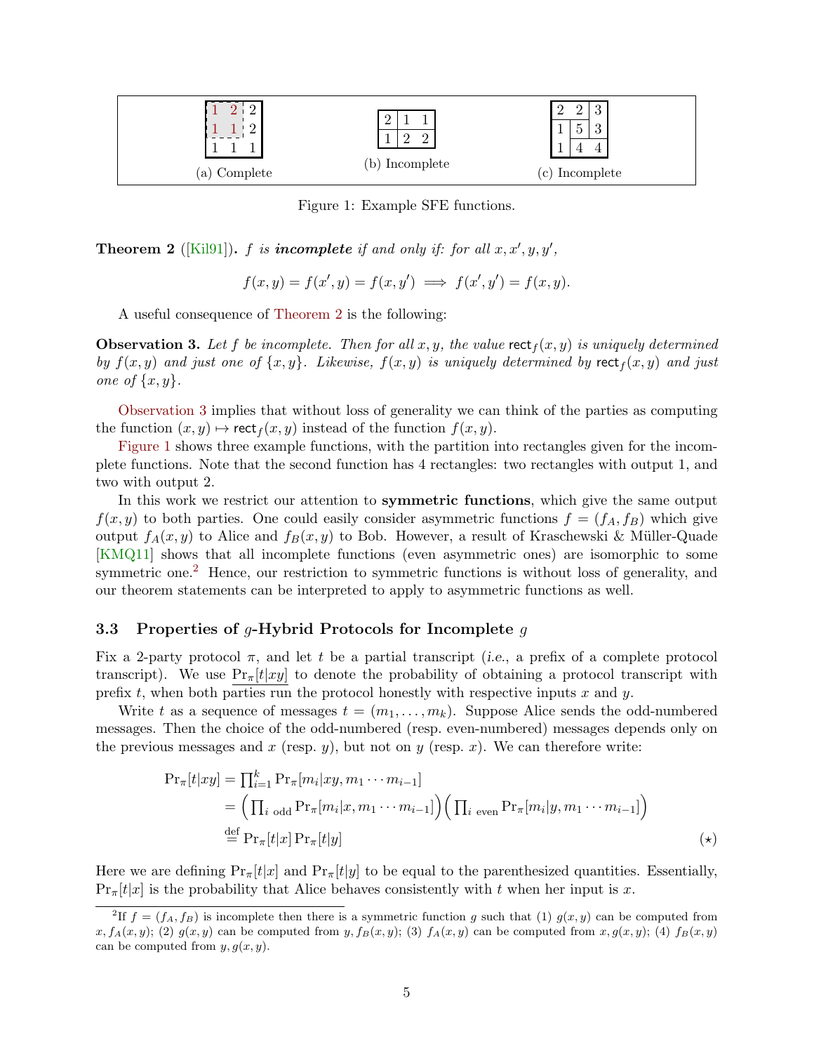Figure 1 shows three example SFE functions:

(a) Complete

| | | |
|---|---|---|
| 1 | 2 | 2 |
| 1 | 1 | 2 |
| 1 | 1 | 1 |

(b) Incomplete

| | | |
|---|---|---|
| 2 | 1 | 1 |
| 1 | 2 | 2 |

(c) Incomplete

| | | |
|---|---|---|
| 2 | 2 | 3 |
| 1 | 5 | 3 |
| 1 | 4 | 4 |

Figure 1: Example SFE functions.

**Theorem 2** ([Kil91])**.** *f is **incomplete** if and only if: for all $x, x', y, y'$,*

$$f(x, y) = f(x', y) = f(x, y') \implies f(x', y') = f(x, y).$$

A useful consequence of Theorem 2 is the following:

**Observation 3.** *Let $f$ be incomplete. Then for all $x, y$, the value $\mathsf{rect}_f(x, y)$ is uniquely determined by $f(x, y)$ and just one of $\{x, y\}$. Likewise, $f(x, y)$ is uniquely determined by $\mathsf{rect}_f(x, y)$ and just one of $\{x, y\}$.*

Observation 3 implies that without loss of generality we can think of the parties as computing the function $(x, y) \mapsto \mathsf{rect}_f(x, y)$ instead of the function $f(x, y)$.

Figure 1 shows three example functions, with the partition into rectangles given for the incomplete functions. Note that the second function has 4 rectangles: two rectangles with output 1, and two with output 2.

In this work we restrict our attention to **symmetric functions**, which give the same output $f(x, y)$ to both parties. One could easily consider asymmetric functions $f = (f_A, f_B)$ which give output $f_A(x, y)$ to Alice and $f_B(x, y)$ to Bob. However, a result of Kraschewski & Müller-Quade [KMQ11] shows that all incomplete functions (even asymmetric ones) are isomorphic to some symmetric one.[2] Hence, our restriction to symmetric functions is without loss of generality, and our theorem statements can be interpreted to apply to asymmetric functions as well.

### 3.3 Properties of $g$-Hybrid Protocols for Incomplete $g$

Fix a 2-party protocol $\pi$, and let $t$ be a partial transcript (*i.e.*, a prefix of a complete protocol transcript). We use $\underline{\Pr_\pi[t|xy]}$ to denote the probability of obtaining a protocol transcript with prefix $t$, when both parties run the protocol honestly with respective inputs $x$ and $y$.

Write $t$ as a sequence of messages $t = (m_1, \ldots, m_k)$. Suppose Alice sends the odd-numbered messages. Then the choice of the odd-numbered (resp. even-numbered) messages depends only on the previous messages and $x$ (resp. $y$), but not on $y$ (resp. $x$). We can therefore write:

$$\begin{aligned}
\Pr_\pi[t|xy] &= \textstyle\prod_{i=1}^{k} \Pr_\pi[m_i|xy, m_1 \cdots m_{i-1}] \\
&= \Big(\textstyle\prod_{i \text{ odd}} \Pr_\pi[m_i|x, m_1 \cdots m_{i-1}]\Big)\Big(\textstyle\prod_{i \text{ even}} \Pr_\pi[m_i|y, m_1 \cdots m_{i-1}]\Big) \\
&\overset{\text{def}}{=} \Pr_\pi[t|x] \Pr_\pi[t|y] \qquad (\star)
\end{aligned}$$

Here we are defining $\Pr_\pi[t|x]$ and $\Pr_\pi[t|y]$ to be equal to the parenthesized quantities. Essentially, $\Pr_\pi[t|x]$ is the probability that Alice behaves consistently with $t$ when her input is $x$.

[2] If $f = (f_A, f_B)$ is incomplete then there is a symmetric function $g$ such that (1) $g(x, y)$ can be computed from $x, f_A(x, y)$; (2) $g(x, y)$ can be computed from $y, f_B(x, y)$; (3) $f_A(x, y)$ can be computed from $x, g(x, y)$; (4) $f_B(x, y)$ can be computed from $y, g(x, y)$.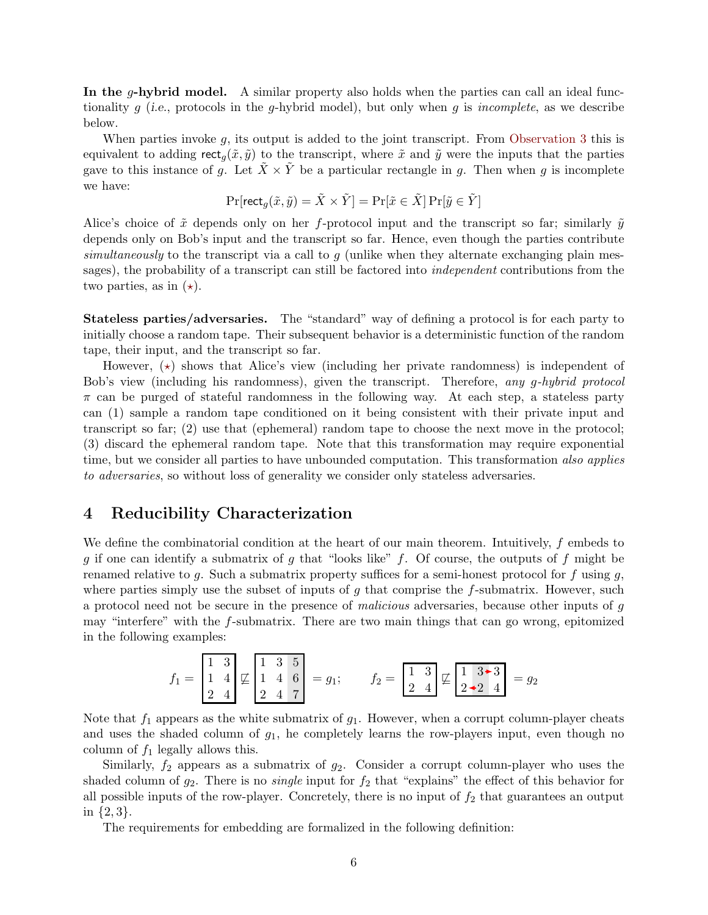**In the $g$-hybrid model.** A similar property also holds when the parties can call an ideal functionality $g$ (*i.e.*, protocols in the $g$-hybrid model), but only when $g$ is *incomplete*, as we describe below.

When parties invoke $g$, its output is added to the joint transcript. From Observation 3 this is equivalent to adding $\mathsf{rect}_g(\tilde{x}, \tilde{y})$ to the transcript, where $\tilde{x}$ and $\tilde{y}$ were the inputs that the parties gave to this instance of $g$. Let $\tilde{X} \times \tilde{Y}$ be a particular rectangle in $g$. Then when $g$ is incomplete we have:

$$\Pr[\mathsf{rect}_g(\tilde{x}, \tilde{y}) = \tilde{X} \times \tilde{Y}] = \Pr[\tilde{x} \in \tilde{X}] \Pr[\tilde{y} \in \tilde{Y}]$$

Alice's choice of $\tilde{x}$ depends only on her $f$-protocol input and the transcript so far; similarly $\tilde{y}$ depends only on Bob's input and the transcript so far. Hence, even though the parties contribute *simultaneously* to the transcript via a call to $g$ (unlike when they alternate exchanging plain messages), the probability of a transcript can still be factored into *independent* contributions from the two parties, as in ($\star$).

**Stateless parties/adversaries.** The "standard" way of defining a protocol is for each party to initially choose a random tape. Their subsequent behavior is a deterministic function of the random tape, their input, and the transcript so far.

However, ($\star$) shows that Alice's view (including her private randomness) is independent of Bob's view (including his randomness), given the transcript. Therefore, *any $g$-hybrid protocol* $\pi$ can be purged of stateful randomness in the following way. At each step, a stateless party can (1) sample a random tape conditioned on it being consistent with their private input and transcript so far; (2) use that (ephemeral) random tape to choose the next move in the protocol; (3) discard the ephemeral random tape. Note that this transformation may require exponential time, but we consider all parties to have unbounded computation. This transformation *also applies to adversaries*, so without loss of generality we consider only stateless adversaries.

# 4 Reducibility Characterization

We define the combinatorial condition at the heart of our main theorem. Intuitively, $f$ embeds to $g$ if one can identify a submatrix of $g$ that "looks like" $f$. Of course, the outputs of $f$ might be renamed relative to $g$. Such a submatrix property suffices for a semi-honest protocol for $f$ using $g$, where parties simply use the subset of inputs of $g$ that comprise the $f$-submatrix. However, such a protocol need not be secure in the presence of *malicious* adversaries, because other inputs of $g$ may "interfere" with the $f$-submatrix. There are two main things that can go wrong, epitomized in the following examples:

$$f_1 = \begin{bmatrix} 1 & 3 \\ 1 & 4 \\ 2 & 4 \end{bmatrix} \not\sqsubseteq \begin{bmatrix} 1 & 3 & 5 \\ 1 & 4 & 6 \\ 2 & 4 & 7 \end{bmatrix} = g_1; \qquad f_2 = \begin{bmatrix} 1 & 3 \\ 2 & 4 \end{bmatrix} \not\sqsubseteq \begin{bmatrix} 1 & 3 & 3 \\ 2 & 2 & 4 \end{bmatrix} = g_2$$

Note that $f_1$ appears as the white submatrix of $g_1$. However, when a corrupt column-player cheats and uses the shaded column of $g_1$, he completely learns the row-players input, even though no column of $f_1$ legally allows this.

Similarly, $f_2$ appears as a submatrix of $g_2$. Consider a corrupt column-player who uses the shaded column of $g_2$. There is no *single* input for $f_2$ that "explains" the effect of this behavior for all possible inputs of the row-player. Concretely, there is no input of $f_2$ that guarantees an output in $\{2, 3\}$.

The requirements for embedding are formalized in the following definition: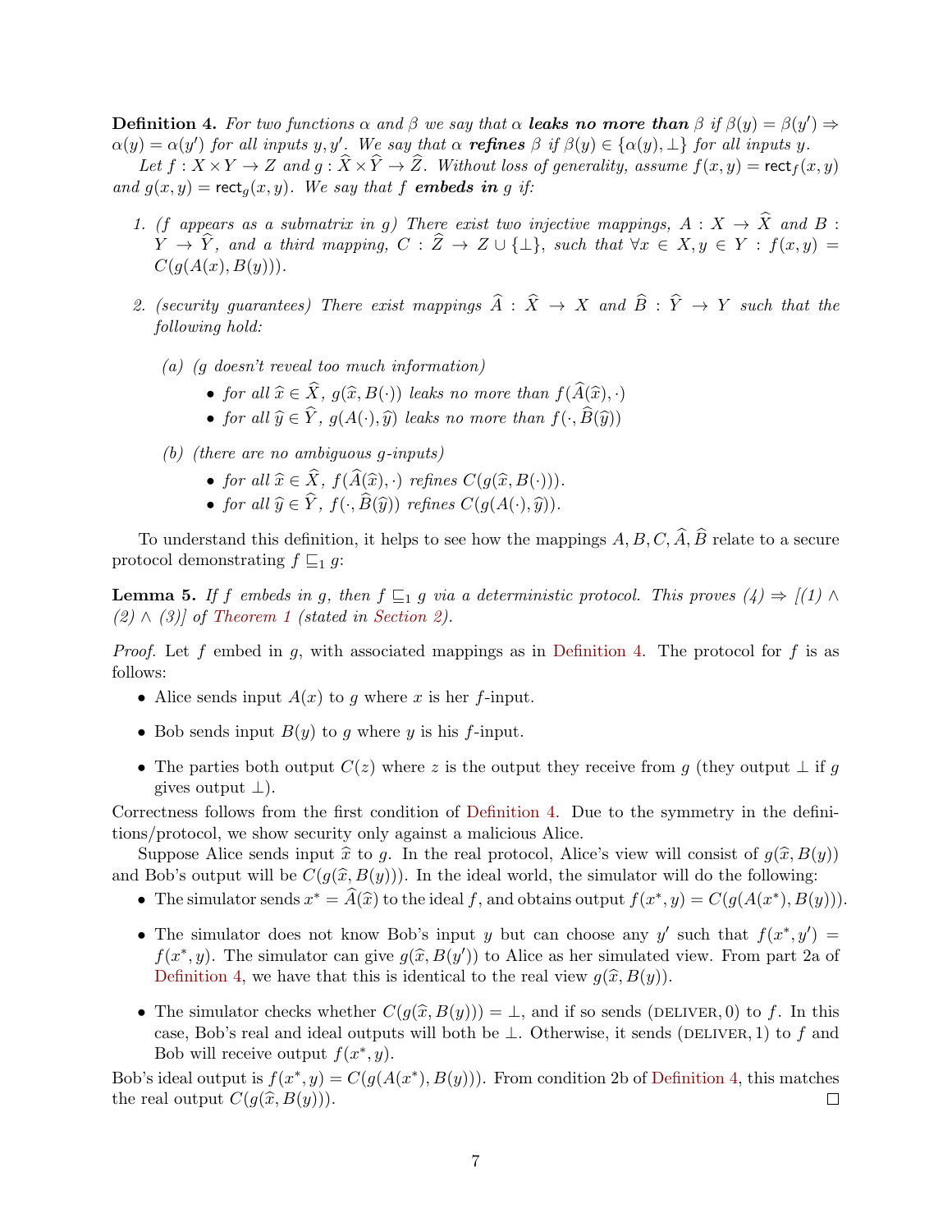**Definition 4.** *For two functions $\alpha$ and $\beta$ we say that $\alpha$ **leaks no more than** $\beta$ if $\beta(y) = \beta(y') \Rightarrow \alpha(y) = \alpha(y')$ for all inputs $y, y'$. We say that $\alpha$ **refines** $\beta$ if $\beta(y) \in \{\alpha(y), \perp\}$ for all inputs $y$.*

*Let $f : X \times Y \to Z$ and $g : \widehat{X} \times \widehat{Y} \to \widehat{Z}$. Without loss of generality, assume $f(x,y) = \mathsf{rect}_f(x,y)$ and $g(x,y) = \mathsf{rect}_g(x,y)$. We say that $f$ **embeds in** $g$ if:*

1. *($f$ appears as a submatrix in $g$) There exist two injective mappings, $A : X \to \widehat{X}$ and $B : Y \to \widehat{Y}$, and a third mapping, $C : \widehat{Z} \to Z \cup \{\perp\}$, such that $\forall x \in X, y \in Y : f(x,y) = C(g(A(x), B(y)))$.*
2. *(security guarantees) There exist mappings $\widehat{A} : \widehat{X} \to X$ and $\widehat{B} : \widehat{Y} \to Y$ such that the following hold:*
   - *(a) ($g$ doesn't reveal too much information)*
     - *for all $\widehat{x} \in \widehat{X}$, $g(\widehat{x}, B(\cdot))$ leaks no more than $f(\widehat{A}(\widehat{x}), \cdot)$*
     - *for all $\widehat{y} \in \widehat{Y}$, $g(A(\cdot), \widehat{y})$ leaks no more than $f(\cdot, \widehat{B}(\widehat{y}))$*
   - *(b) (there are no ambiguous $g$-inputs)*
     - *for all $\widehat{x} \in \widehat{X}$, $f(\widehat{A}(\widehat{x}), \cdot)$ refines $C(g(\widehat{x}, B(\cdot)))$.*
     - *for all $\widehat{y} \in \widehat{Y}$, $f(\cdot, \widehat{B}(\widehat{y}))$ refines $C(g(A(\cdot), \widehat{y}))$.*

To understand this definition, it helps to see how the mappings $A, B, C, \widehat{A}, \widehat{B}$ relate to a secure protocol demonstrating $f \sqsubseteq_1 g$:

**Lemma 5.** *If $f$ embeds in $g$, then $f \sqsubseteq_1 g$ via a deterministic protocol. This proves (4) $\Rightarrow$ [(1) $\wedge$ (2) $\wedge$ (3)] of Theorem 1 (stated in Section 2).*

*Proof.* Let $f$ embed in $g$, with associated mappings as in Definition 4. The protocol for $f$ is as follows:

- Alice sends input $A(x)$ to $g$ where $x$ is her $f$-input.
- Bob sends input $B(y)$ to $g$ where $y$ is his $f$-input.
- The parties both output $C(z)$ where $z$ is the output they receive from $g$ (they output $\perp$ if $g$ gives output $\perp$).

Correctness follows from the first condition of Definition 4. Due to the symmetry in the definitions/protocol, we show security only against a malicious Alice.

Suppose Alice sends input $\widehat{x}$ to $g$. In the real protocol, Alice's view will consist of $g(\widehat{x}, B(y))$ and Bob's output will be $C(g(\widehat{x}, B(y)))$. In the ideal world, the simulator will do the following:

- The simulator sends $x^* = \widehat{A}(\widehat{x})$ to the ideal $f$, and obtains output $f(x^*, y) = C(g(A(x^*), B(y)))$.
- The simulator does not know Bob's input $y$ but can choose any $y'$ such that $f(x^*, y') = f(x^*, y)$. The simulator can give $g(\widehat{x}, B(y'))$ to Alice as her simulated view. From part 2a of Definition 4, we have that this is identical to the real view $g(\widehat{x}, B(y))$.
- The simulator checks whether $C(g(\widehat{x}, B(y))) = \perp$, and if so sends $(\textsc{deliver}, 0)$ to $f$. In this case, Bob's real and ideal outputs will both be $\perp$. Otherwise, it sends $(\textsc{deliver}, 1)$ to $f$ and Bob will receive output $f(x^*, y)$.

Bob's ideal output is $f(x^*, y) = C(g(A(x^*), B(y)))$. From condition 2b of Definition 4, this matches the real output $C(g(\widehat{x}, B(y)))$. ∎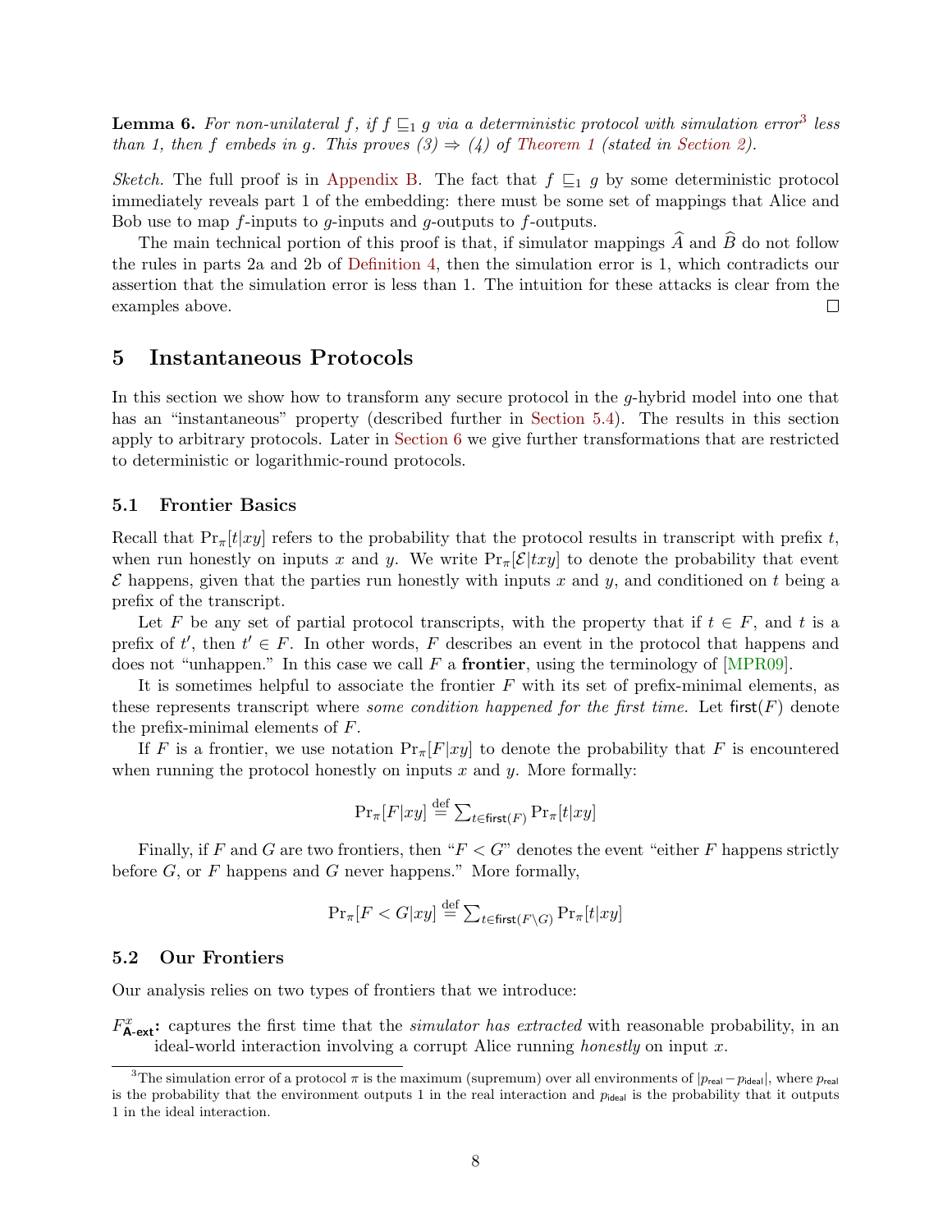**Lemma 6.** *For non-unilateral $f$, if $f \sqsubseteq_1 g$ via a deterministic protocol with simulation error*[3] *less than 1, then $f$ embeds in $g$. This proves (3) ⇒ (4) of Theorem 1 (stated in Section 2).*

*Sketch.* The full proof is in Appendix B. The fact that $f \sqsubseteq_1 g$ by some deterministic protocol immediately reveals part 1 of the embedding: there must be some set of mappings that Alice and Bob use to map $f$-inputs to $g$-inputs and $g$-outputs to $f$-outputs.

The main technical portion of this proof is that, if simulator mappings $\widehat{A}$ and $\widehat{B}$ do not follow the rules in parts 2a and 2b of Definition 4, then the simulation error is 1, which contradicts our assertion that the simulation error is less than 1. The intuition for these attacks is clear from the examples above. □

## 5 Instantaneous Protocols

In this section we show how to transform any secure protocol in the $g$-hybrid model into one that has an "instantaneous" property (described further in Section 5.4). The results in this section apply to arbitrary protocols. Later in Section 6 we give further transformations that are restricted to deterministic or logarithmic-round protocols.

### 5.1 Frontier Basics

Recall that $\Pr_\pi[t|xy]$ refers to the probability that the protocol results in transcript with prefix $t$, when run honestly on inputs $x$ and $y$. We write $\Pr_\pi[\mathcal{E}|txy]$ to denote the probability that event $\mathcal{E}$ happens, given that the parties run honestly with inputs $x$ and $y$, and conditioned on $t$ being a prefix of the transcript.

Let $F$ be any set of partial protocol transcripts, with the property that if $t \in F$, and $t$ is a prefix of $t'$, then $t' \in F$. In other words, $F$ describes an event in the protocol that happens and does not "unhappen." In this case we call $F$ a **frontier**, using the terminology of [MPR09].

It is sometimes helpful to associate the frontier $F$ with its set of prefix-minimal elements, as these represents transcript where *some condition happened for the first time.* Let $\mathsf{first}(F)$ denote the prefix-minimal elements of $F$.

If $F$ is a frontier, we use notation $\Pr_\pi[F|xy]$ to denote the probability that $F$ is encountered when running the protocol honestly on inputs $x$ and $y$. More formally:

$$\Pr_\pi[F|xy] \stackrel{\text{def}}{=} \textstyle\sum_{t \in \mathsf{first}(F)} \Pr_\pi[t|xy]$$

Finally, if $F$ and $G$ are two frontiers, then "$F < G$" denotes the event "either $F$ happens strictly before $G$, or $F$ happens and $G$ never happens." More formally,

$$\Pr_\pi[F < G|xy] \stackrel{\text{def}}{=} \textstyle\sum_{t \in \mathsf{first}(F \setminus G)} \Pr_\pi[t|xy]$$

### 5.2 Our Frontiers

Our analysis relies on two types of frontiers that we introduce:

$F^x_{\mathsf{A\text{-}ext}}$**:** captures the first time that the *simulator has extracted* with reasonable probability, in an ideal-world interaction involving a corrupt Alice running *honestly* on input $x$.

[3] The simulation error of a protocol $\pi$ is the maximum (supremum) over all environments of $|p_{\mathsf{real}} - p_{\mathsf{ideal}}|$, where $p_{\mathsf{real}}$ is the probability that the environment outputs 1 in the real interaction and $p_{\mathsf{ideal}}$ is the probability that it outputs 1 in the ideal interaction.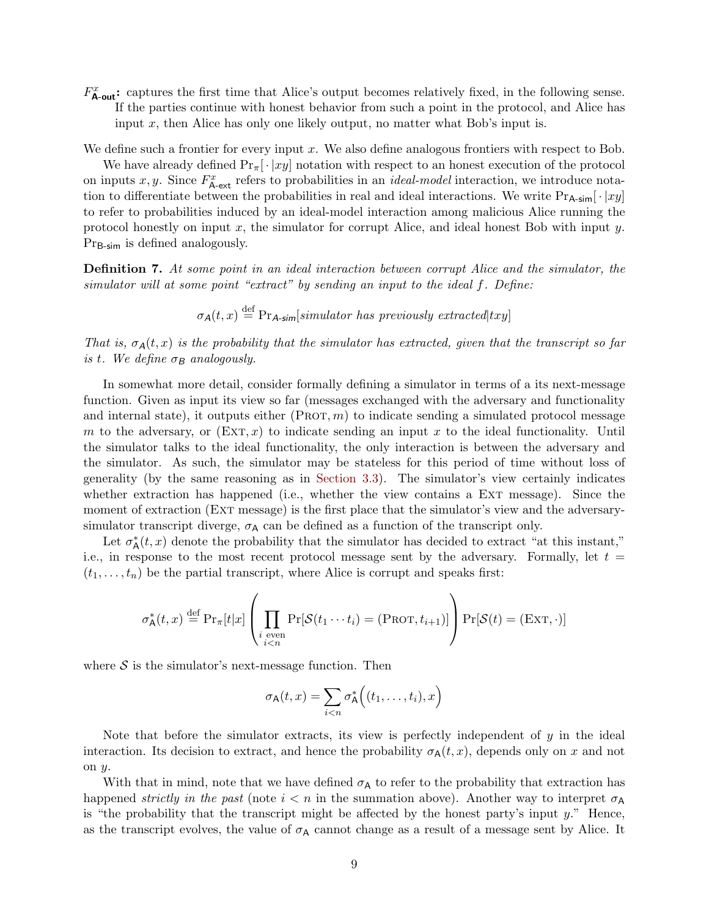$F^x_{\text{A-out}}$**:** captures the first time that Alice's output becomes relatively fixed, in the following sense. If the parties continue with honest behavior from such a point in the protocol, and Alice has input $x$, then Alice has only one likely output, no matter what Bob's input is.

We define such a frontier for every input $x$. We also define analogous frontiers with respect to Bob.

We have already defined $\Pr_\pi[\cdot\,|xy]$ notation with respect to an honest execution of the protocol on inputs $x, y$. Since $F^x_{\text{A-ext}}$ refers to probabilities in an *ideal-model* interaction, we introduce notation to differentiate between the probabilities in real and ideal interactions. We write $\Pr_{\text{A-sim}}[\cdot\,|xy]$ to refer to probabilities induced by an ideal-model interaction among malicious Alice running the protocol honestly on input $x$, the simulator for corrupt Alice, and ideal honest Bob with input $y$. $\Pr_{\text{B-sim}}$ is defined analogously.

**Definition 7.** *At some point in an ideal interaction between corrupt Alice and the simulator, the simulator will at some point "extract" by sending an input to the ideal $f$. Define:*

$$\sigma_A(t, x) \stackrel{\text{def}}{=} \Pr_{A\text{-}sim}[\textit{simulator has previously extracted}|txy]$$

*That is, $\sigma_A(t, x)$ is the probability that the simulator has extracted, given that the transcript so far is $t$. We define $\sigma_B$ analogously.*

In somewhat more detail, consider formally defining a simulator in terms of a its next-message function. Given as input its view so far (messages exchanged with the adversary and functionality and internal state), it outputs either $(\textsc{Prot}, m)$ to indicate sending a simulated protocol message $m$ to the adversary, or $(\textsc{Ext}, x)$ to indicate sending an input $x$ to the ideal functionality. Until the simulator talks to the ideal functionality, the only interaction is between the adversary and the simulator. As such, the simulator may be stateless for this period of time without loss of generality (by the same reasoning as in Section 3.3). The simulator's view certainly indicates whether extraction has happened (i.e., whether the view contains a $\textsc{Ext}$ message). Since the moment of extraction ($\textsc{Ext}$ message) is the first place that the simulator's view and the adversary-simulator transcript diverge, $\sigma_{\mathsf{A}}$ can be defined as a function of the transcript only.

Let $\sigma^*_{\mathsf{A}}(t, x)$ denote the probability that the simulator has decided to extract "at this instant," i.e., in response to the most recent protocol message sent by the adversary. Formally, let $t = (t_1, \ldots, t_n)$ be the partial transcript, where Alice is corrupt and speaks first:

$$\sigma^*_{\mathsf{A}}(t, x) \stackrel{\text{def}}{=} \Pr_\pi[t|x] \left( \prod_{\substack{i \text{ even} \\ i<n}} \Pr[\mathcal{S}(t_1 \cdots t_i) = (\textsc{Prot}, t_{i+1})] \right) \Pr[\mathcal{S}(t) = (\textsc{Ext}, \cdot)]$$

where $\mathcal{S}$ is the simulator's next-message function. Then

$$\sigma_{\mathsf{A}}(t, x) = \sum_{i<n} \sigma^*_{\mathsf{A}}\Big((t_1, \ldots, t_i), x\Big)$$

Note that before the simulator extracts, its view is perfectly independent of $y$ in the ideal interaction. Its decision to extract, and hence the probability $\sigma_{\mathsf{A}}(t, x)$, depends only on $x$ and not on $y$.

With that in mind, note that we have defined $\sigma_{\mathsf{A}}$ to refer to the probability that extraction has happened *strictly in the past* (note $i < n$ in the summation above). Another way to interpret $\sigma_{\mathsf{A}}$ is "the probability that the transcript might be affected by the honest party's input $y$." Hence, as the transcript evolves, the value of $\sigma_{\mathsf{A}}$ cannot change as a result of a message sent by Alice. It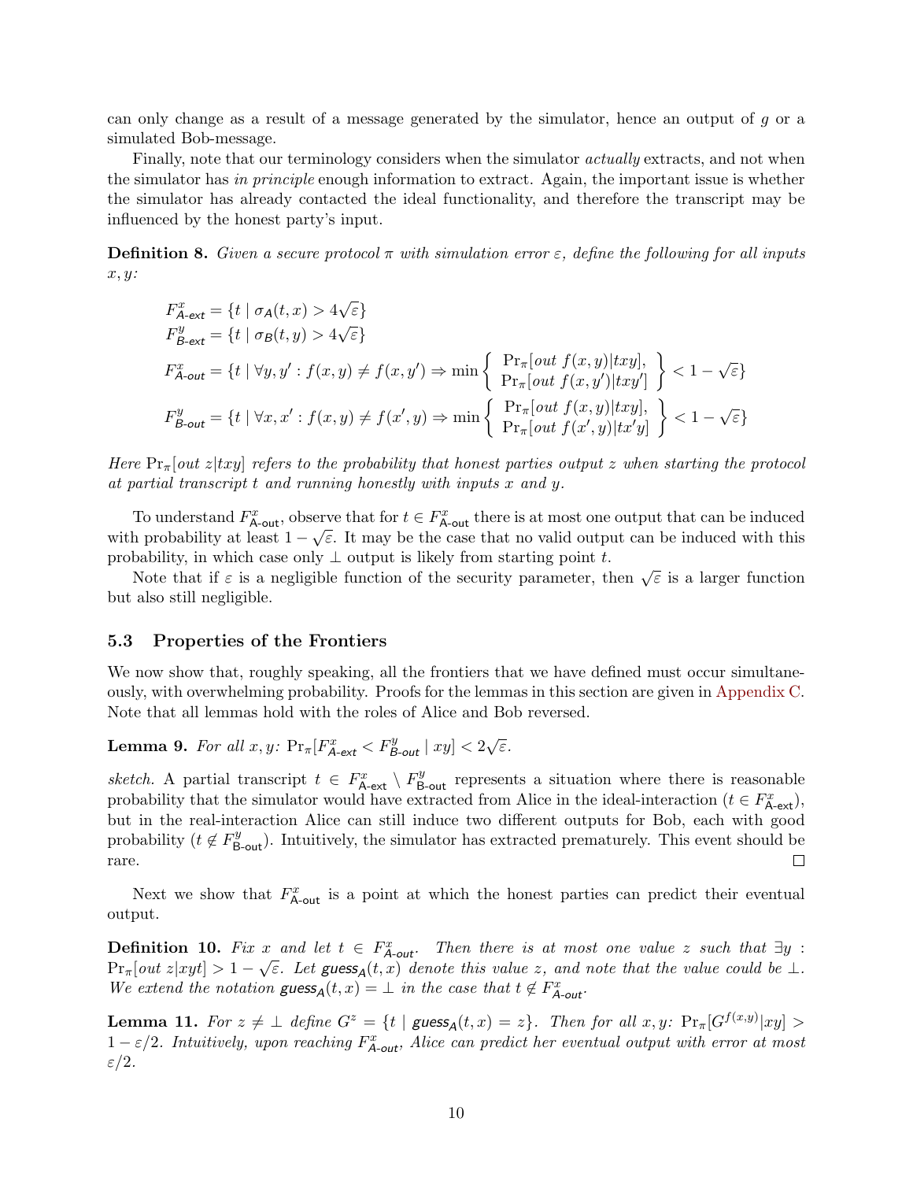can only change as a result of a message generated by the simulator, hence an output of $g$ or a simulated Bob-message.

Finally, note that our terminology considers when the simulator *actually* extracts, and not when the simulator has *in principle* enough information to extract. Again, the important issue is whether the simulator has already contacted the ideal functionality, and therefore the transcript may be influenced by the honest party's input.

**Definition 8.** *Given a secure protocol $\pi$ with simulation error $\varepsilon$, define the following for all inputs $x, y$:*

$$
\begin{aligned}
F^x_{\textsf{A-ext}} &= \{t \mid \sigma_A(t,x) > 4\sqrt{\varepsilon}\} \\
F^y_{\textsf{B-ext}} &= \{t \mid \sigma_B(t,y) > 4\sqrt{\varepsilon}\} \\
F^x_{\textsf{A-out}} &= \{t \mid \forall y, y' : f(x,y) \neq f(x,y') \Rightarrow \min \left\{ \begin{array}{c} \Pr_\pi[out\ f(x,y)|txy], \\ \Pr_\pi[out\ f(x,y')|txy'] \end{array} \right\} < 1 - \sqrt{\varepsilon}\} \\
F^y_{\textsf{B-out}} &= \{t \mid \forall x, x' : f(x,y) \neq f(x',y) \Rightarrow \min \left\{ \begin{array}{c} \Pr_\pi[out\ f(x,y)|txy], \\ \Pr_\pi[out\ f(x',y)|tx'y] \end{array} \right\} < 1 - \sqrt{\varepsilon}\}
\end{aligned}
$$

*Here $\Pr_\pi[out\ z|txy]$ refers to the probability that honest parties output $z$ when starting the protocol at partial transcript $t$ and running honestly with inputs $x$ and $y$.*

To understand $F^x_{\textsf{A-out}}$, observe that for $t \in F^x_{\textsf{A-out}}$ there is at most one output that can be induced with probability at least $1 - \sqrt{\varepsilon}$. It may be the case that no valid output can be induced with this probability, in which case only $\perp$ output is likely from starting point $t$.

Note that if $\varepsilon$ is a negligible function of the security parameter, then $\sqrt{\varepsilon}$ is a larger function but also still negligible.

### 5.3 Properties of the Frontiers

We now show that, roughly speaking, all the frontiers that we have defined must occur simultaneously, with overwhelming probability. Proofs for the lemmas in this section are given in Appendix C. Note that all lemmas hold with the roles of Alice and Bob reversed.

**Lemma 9.** *For all $x, y$: $\Pr_\pi[F^x_{\textsf{A-ext}} < F^y_{\textsf{B-out}} \mid xy] < 2\sqrt{\varepsilon}$.*

*sketch.* A partial transcript $t \in F^x_{\textsf{A-ext}} \setminus F^y_{\textsf{B-out}}$ represents a situation where there is reasonable probability that the simulator would have extracted from Alice in the ideal-interaction ($t \in F^x_{\textsf{A-ext}}$), but in the real-interaction Alice can still induce two different outputs for Bob, each with good probability ($t \notin F^y_{\textsf{B-out}}$). Intuitively, the simulator has extracted prematurely. This event should be rare. □

Next we show that $F^x_{\textsf{A-out}}$ is a point at which the honest parties can predict their eventual output.

**Definition 10.** *Fix $x$ and let $t \in F^x_{\textsf{A-out}}$. Then there is at most one value $z$ such that $\exists y$ : $\Pr_\pi[out\ z|xyt] > 1 - \sqrt{\varepsilon}$. Let $\textsf{guess}_A(t,x)$ denote this value $z$, and note that the value could be $\perp$. We extend the notation $\textsf{guess}_A(t,x) = \perp$ in the case that $t \notin F^x_{\textsf{A-out}}$.*

**Lemma 11.** *For $z \neq \perp$ define $G^z = \{t \mid \textsf{guess}_A(t,x) = z\}$. Then for all $x, y$: $\Pr_\pi[G^{f(x,y)}|xy] > 1 - \varepsilon/2$. Intuitively, upon reaching $F^x_{\textsf{A-out}}$, Alice can predict her eventual output with error at most $\varepsilon/2$.*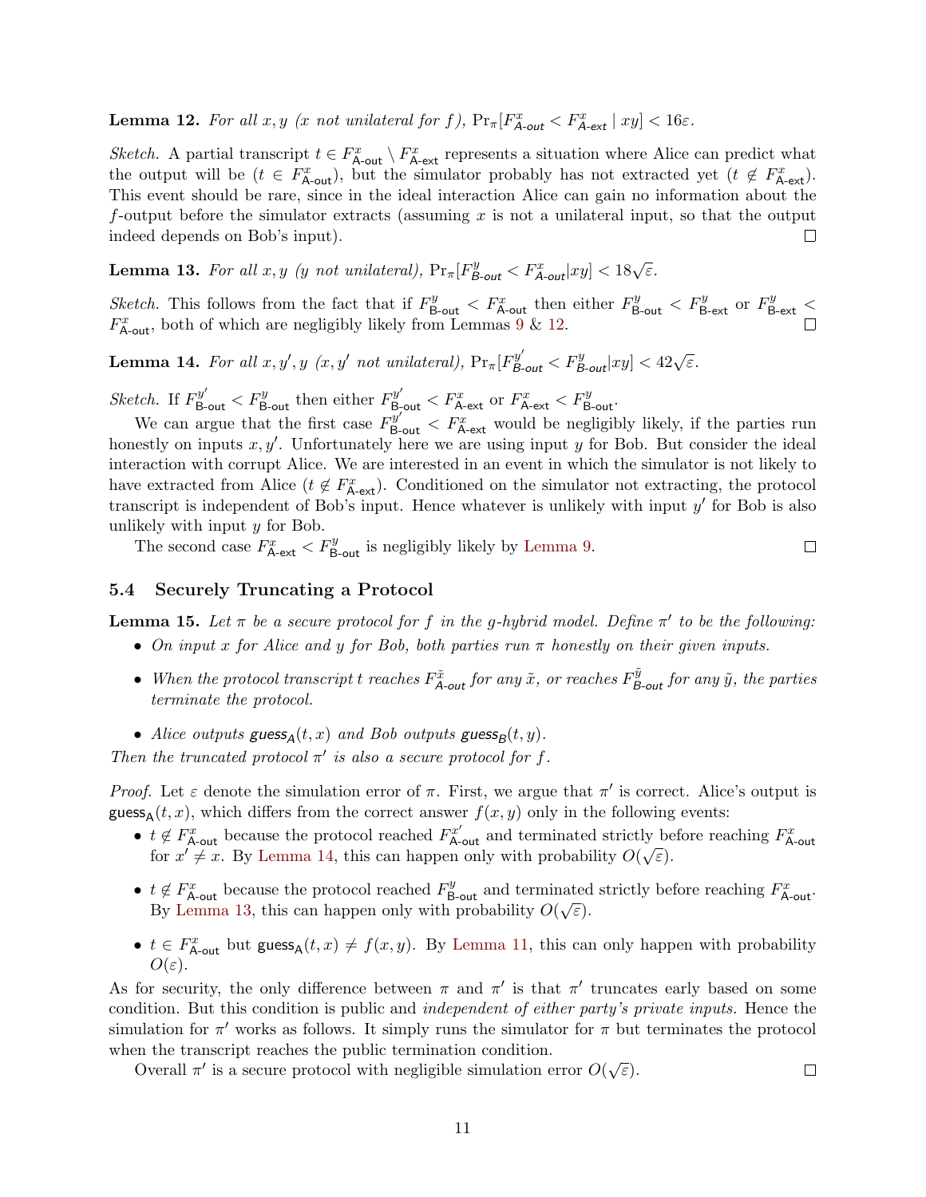**Lemma 12.** *For all $x, y$ ($x$ not unilateral for $f$), $\Pr_\pi[F^x_{\textsf{A-out}} < F^x_{\textsf{A-ext}} \mid xy] < 16\varepsilon$.*

*Sketch.* A partial transcript $t \in F^x_{\textsf{A-out}} \setminus F^x_{\textsf{A-ext}}$ represents a situation where Alice can predict what the output will be ($t \in F^x_{\textsf{A-out}}$), but the simulator probably has not extracted yet ($t \notin F^x_{\textsf{A-ext}}$). This event should be rare, since in the ideal interaction Alice can gain no information about the $f$-output before the simulator extracts (assuming $x$ is not a unilateral input, so that the output indeed depends on Bob's input). □

**Lemma 13.** *For all $x, y$ ($y$ not unilateral), $\Pr_\pi[F^y_{\textsf{B-out}} < F^x_{\textsf{A-out}} | xy] < 18\sqrt{\varepsilon}$.*

*Sketch.* This follows from the fact that if $F^y_{\textsf{B-out}} < F^x_{\textsf{A-out}}$ then either $F^y_{\textsf{B-out}} < F^y_{\textsf{B-ext}}$ or $F^y_{\textsf{B-ext}} < F^x_{\textsf{A-out}}$, both of which are negligibly likely from Lemmas 9 & 12. □

**Lemma 14.** *For all $x, y', y$ ($x, y'$ not unilateral), $\Pr_\pi[F^{y'}_{\textsf{B-out}} < F^y_{\textsf{B-out}} | xy] < 42\sqrt{\varepsilon}$.*

*Sketch.* If $F^{y'}_{\textsf{B-out}} < F^y_{\textsf{B-out}}$ then either $F^{y'}_{\textsf{B-out}} < F^x_{\textsf{A-ext}}$ or $F^x_{\textsf{A-ext}} < F^y_{\textsf{B-out}}$.

We can argue that the first case $F^{y'}_{\textsf{B-out}} < F^x_{\textsf{A-ext}}$ would be negligibly likely, if the parties run honestly on inputs $x, y'$. Unfortunately here we are using input $y$ for Bob. But consider the ideal interaction with corrupt Alice. We are interested in an event in which the simulator is not likely to have extracted from Alice ($t \notin F^x_{\textsf{A-ext}}$). Conditioned on the simulator not extracting, the protocol transcript is independent of Bob's input. Hence whatever is unlikely with input $y'$ for Bob is also unlikely with input $y$ for Bob.

The second case $F^x_{\textsf{A-ext}} < F^y_{\textsf{B-out}}$ is negligibly likely by Lemma 9. □

### 5.4 Securely Truncating a Protocol

**Lemma 15.** *Let $\pi$ be a secure protocol for $f$ in the $g$-hybrid model. Define $\pi'$ to be the following:*

- *On input $x$ for Alice and $y$ for Bob, both parties run $\pi$ honestly on their given inputs.*
- *When the protocol transcript $t$ reaches $F^{\tilde{x}}_{\textsf{A-out}}$ for any $\tilde{x}$, or reaches $F^{\tilde{y}}_{\textsf{B-out}}$ for any $\tilde{y}$, the parties terminate the protocol.*
- *Alice outputs $\textsf{guess}_{\textsf{A}}(t, x)$ and Bob outputs $\textsf{guess}_{\textsf{B}}(t, y)$.*

*Then the truncated protocol $\pi'$ is also a secure protocol for $f$.*

*Proof.* Let $\varepsilon$ denote the simulation error of $\pi$. First, we argue that $\pi'$ is correct. Alice's output is $\textsf{guess}_{\textsf{A}}(t, x)$, which differs from the correct answer $f(x, y)$ only in the following events:

- $t \notin F^x_{\textsf{A-out}}$ because the protocol reached $F^{x'}_{\textsf{A-out}}$ and terminated strictly before reaching $F^x_{\textsf{A-out}}$ for $x' \neq x$. By Lemma 14, this can happen only with probability $O(\sqrt{\varepsilon})$.
- $t \notin F^x_{\textsf{A-out}}$ because the protocol reached $F^y_{\textsf{B-out}}$ and terminated strictly before reaching $F^x_{\textsf{A-out}}$. By Lemma 13, this can happen only with probability $O(\sqrt{\varepsilon})$.
- $t \in F^x_{\textsf{A-out}}$ but $\textsf{guess}_{\textsf{A}}(t, x) \neq f(x, y)$. By Lemma 11, this can only happen with probability $O(\varepsilon)$.

As for security, the only difference between $\pi$ and $\pi'$ is that $\pi'$ truncates early based on some condition. But this condition is public and *independent of either party's private inputs.* Hence the simulation for $\pi'$ works as follows. It simply runs the simulator for $\pi$ but terminates the protocol when the transcript reaches the public termination condition.

Overall $\pi'$ is a secure protocol with negligible simulation error $O(\sqrt{\varepsilon})$. □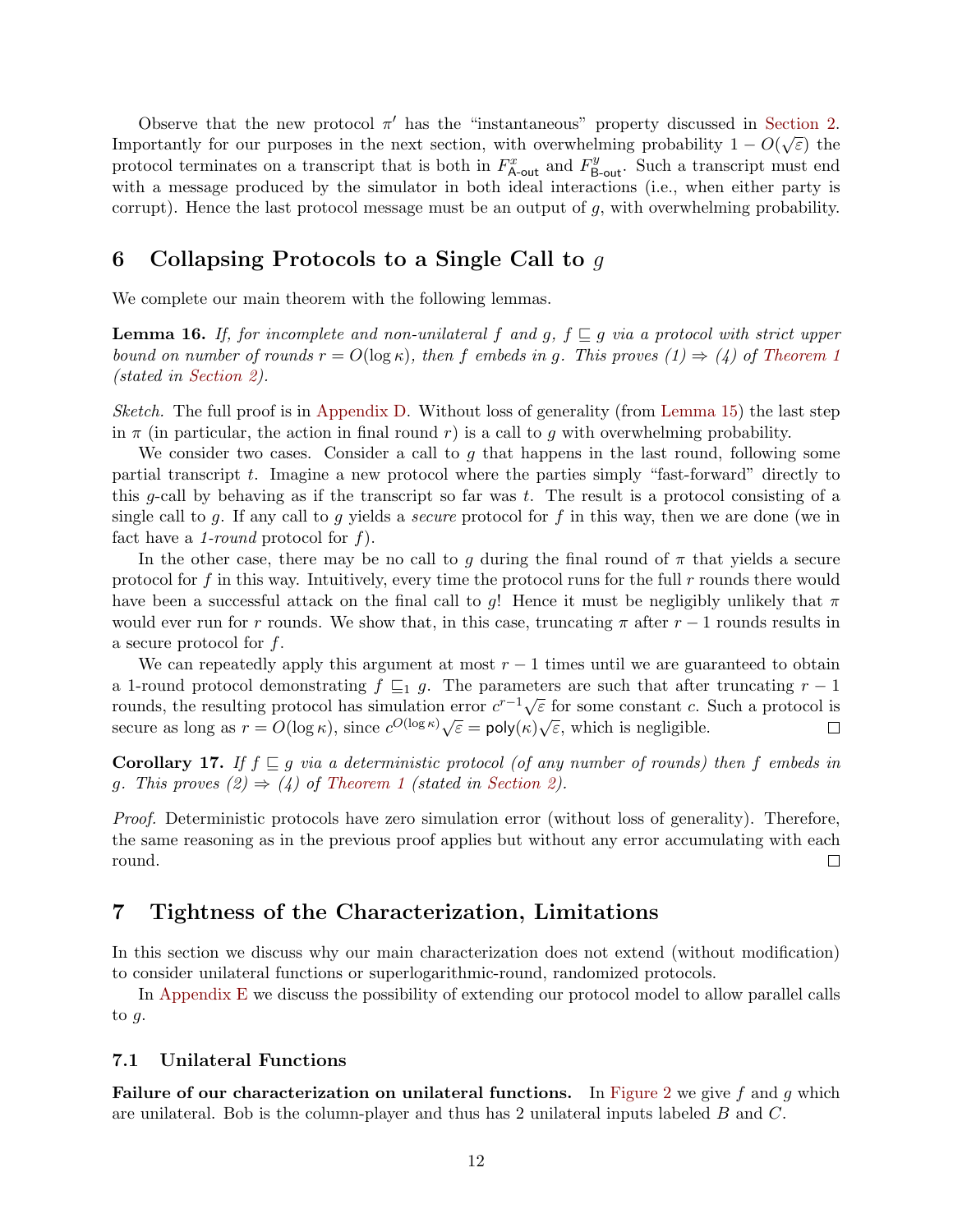Observe that the new protocol $\pi'$ has the "instantaneous" property discussed in Section 2. Importantly for our purposes in the next section, with overwhelming probability $1 - O(\sqrt{\varepsilon})$ the protocol terminates on a transcript that is both in $F^x_{\mathsf{A\text{-}out}}$ and $F^y_{\mathsf{B\text{-}out}}$. Such a transcript must end with a message produced by the simulator in both ideal interactions (i.e., when either party is corrupt). Hence the last protocol message must be an output of $g$, with overwhelming probability.

# 6 Collapsing Protocols to a Single Call to $g$

We complete our main theorem with the following lemmas.

**Lemma 16.** *If, for incomplete and non-unilateral $f$ and $g$, $f \sqsubseteq g$ via a protocol with strict upper bound on number of rounds $r = O(\log \kappa)$, then $f$ embeds in $g$. This proves (1) ⇒ (4) of Theorem 1 (stated in Section 2).*

*Sketch.* The full proof is in Appendix D. Without loss of generality (from Lemma 15) the last step in $\pi$ (in particular, the action in final round $r$) is a call to $g$ with overwhelming probability.

We consider two cases. Consider a call to $g$ that happens in the last round, following some partial transcript $t$. Imagine a new protocol where the parties simply "fast-forward" directly to this $g$-call by behaving as if the transcript so far was $t$. The result is a protocol consisting of a single call to $g$. If any call to $g$ yields a *secure* protocol for $f$ in this way, then we are done (we in fact have a *1-round* protocol for $f$).

In the other case, there may be no call to $g$ during the final round of $\pi$ that yields a secure protocol for $f$ in this way. Intuitively, every time the protocol runs for the full $r$ rounds there would have been a successful attack on the final call to $g$! Hence it must be negligibly unlikely that $\pi$ would ever run for $r$ rounds. We show that, in this case, truncating $\pi$ after $r - 1$ rounds results in a secure protocol for $f$.

We can repeatedly apply this argument at most $r - 1$ times until we are guaranteed to obtain a 1-round protocol demonstrating $f \sqsubseteq_1 g$. The parameters are such that after truncating $r - 1$ rounds, the resulting protocol has simulation error $c^{r-1}\sqrt{\varepsilon}$ for some constant $c$. Such a protocol is secure as long as $r = O(\log \kappa)$, since $c^{O(\log \kappa)}\sqrt{\varepsilon} = \mathsf{poly}(\kappa)\sqrt{\varepsilon}$, which is negligible. □

**Corollary 17.** *If $f \sqsubseteq g$ via a deterministic protocol (of any number of rounds) then $f$ embeds in $g$. This proves (2) ⇒ (4) of Theorem 1 (stated in Section 2).*

*Proof.* Deterministic protocols have zero simulation error (without loss of generality). Therefore, the same reasoning as in the previous proof applies but without any error accumulating with each round. □

# 7 Tightness of the Characterization, Limitations

In this section we discuss why our main characterization does not extend (without modification) to consider unilateral functions or superlogarithmic-round, randomized protocols.

In Appendix E we discuss the possibility of extending our protocol model to allow parallel calls to $g$.

## 7.1 Unilateral Functions

**Failure of our characterization on unilateral functions.** In Figure 2 we give $f$ and $g$ which are unilateral. Bob is the column-player and thus has 2 unilateral inputs labeled $B$ and $C$.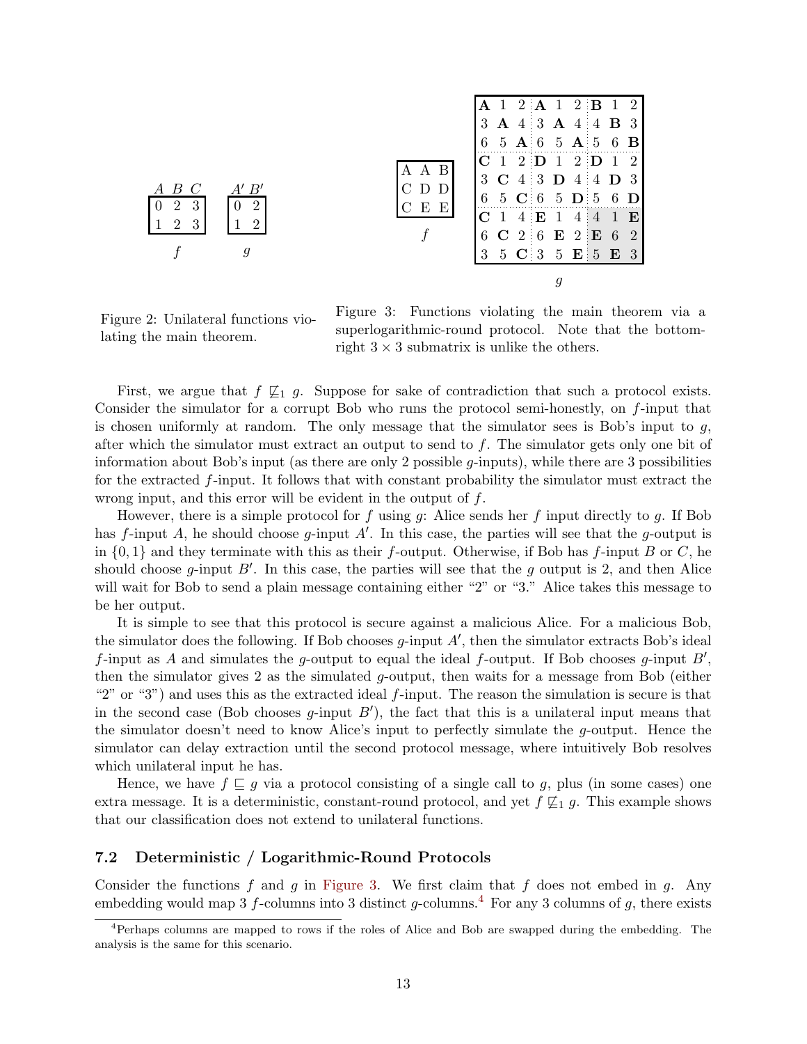**Figure 2 — $f$:**

| | $A$ | $B$ | $C$ |
|---|---|---|---|
| | 0 | 2 | 3 |
| | 1 | 2 | 3 |

**Figure 2 — $g$:**

| | $A'$ | $B'$ |
|---|---|---|
| | 0 | 2 |
| | 1 | 2 |

Figure 2: Unilateral functions violating the main theorem.

**Figure 3 — $f$:**

| | | |
|---|---|---|
| A | A | B |
| C | D | D |
| C | E | E |

**Figure 3 — $g$:**

| | | | | | | | | |
|---|---|---|---|---|---|---|---|---|
| **A** | 1 | 2 | **A** | 1 | 2 | **B** | 1 | 2 |
| 3 | **A** | 4 | 3 | **A** | 4 | 4 | **B** | 3 |
| 6 | 5 | **A** | 6 | 5 | **A** | 5 | 6 | **B** |
| **C** | 1 | 2 | **D** | 1 | 2 | **D** | 1 | 2 |
| 3 | **C** | 4 | 3 | **D** | 4 | 4 | **D** | 3 |
| 6 | 5 | **C** | 6 | 5 | **D** | 5 | 6 | **D** |
| **C** | 1 | 4 | **E** | 1 | 4 | 4 | 1 | **E** |
| 6 | **C** | 2 | 6 | **E** | 2 | **E** | 6 | 2 |
| 3 | 5 | **C** | 3 | 5 | **E** | 5 | **E** | 3 |

Figure 3: Functions violating the main theorem via a superlogarithmic-round protocol. Note that the bottom-right $3 \times 3$ submatrix is unlike the others.

First, we argue that $f \not\sqsubseteq_1 g$. Suppose for sake of contradiction that such a protocol exists. Consider the simulator for a corrupt Bob who runs the protocol semi-honestly, on $f$-input that is chosen uniformly at random. The only message that the simulator sees is Bob's input to $g$, after which the simulator must extract an output to send to $f$. The simulator gets only one bit of information about Bob's input (as there are only 2 possible $g$-inputs), while there are 3 possibilities for the extracted $f$-input. It follows that with constant probability the simulator must extract the wrong input, and this error will be evident in the output of $f$.

However, there is a simple protocol for $f$ using $g$: Alice sends her $f$ input directly to $g$. If Bob has $f$-input $A$, he should choose $g$-input $A'$. In this case, the parties will see that the $g$-output is in $\{0, 1\}$ and they terminate with this as their $f$-output. Otherwise, if Bob has $f$-input $B$ or $C$, he should choose $g$-input $B'$. In this case, the parties will see that the $g$ output is 2, and then Alice will wait for Bob to send a plain message containing either "2" or "3." Alice takes this message to be her output.

It is simple to see that this protocol is secure against a malicious Alice. For a malicious Bob, the simulator does the following. If Bob chooses $g$-input $A'$, then the simulator extracts Bob's ideal $f$-input as $A$ and simulates the $g$-output to equal the ideal $f$-output. If Bob chooses $g$-input $B'$, then the simulator gives 2 as the simulated $g$-output, then waits for a message from Bob (either "2" or "3") and uses this as the extracted ideal $f$-input. The reason the simulation is secure is that in the second case (Bob chooses $g$-input $B'$), the fact that this is a unilateral input means that the simulator doesn't need to know Alice's input to perfectly simulate the $g$-output. Hence the simulator can delay extraction until the second protocol message, where intuitively Bob resolves which unilateral input he has.

Hence, we have $f \sqsubseteq g$ via a protocol consisting of a single call to $g$, plus (in some cases) one extra message. It is a deterministic, constant-round protocol, and yet $f \not\sqsubseteq_1 g$. This example shows that our classification does not extend to unilateral functions.

### 7.2 Deterministic / Logarithmic-Round Protocols

Consider the functions $f$ and $g$ in Figure 3. We first claim that $f$ does not embed in $g$. Any embedding would map 3 $f$-columns into 3 distinct $g$-columns.[4] For any 3 columns of $g$, there exists

[4] Perhaps columns are mapped to rows if the roles of Alice and Bob are swapped during the embedding. The analysis is the same for this scenario.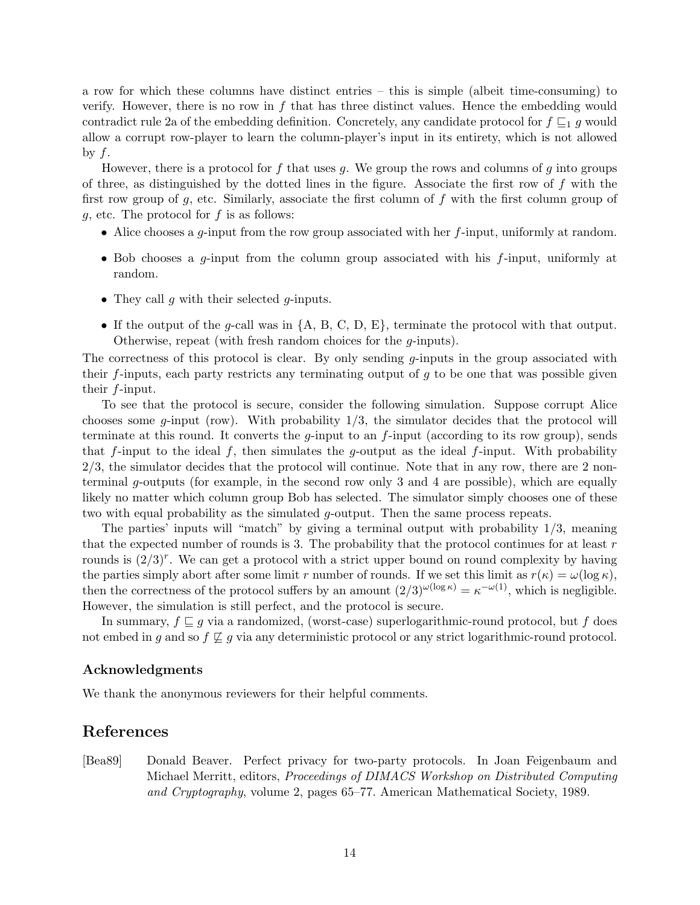a row for which these columns have distinct entries – this is simple (albeit time-consuming) to verify. However, there is no row in $f$ that has three distinct values. Hence the embedding would contradict rule 2a of the embedding definition. Concretely, any candidate protocol for $f \sqsubseteq_1 g$ would allow a corrupt row-player to learn the column-player's input in its entirety, which is not allowed by $f$.

However, there is a protocol for $f$ that uses $g$. We group the rows and columns of $g$ into groups of three, as distinguished by the dotted lines in the figure. Associate the first row of $f$ with the first row group of $g$, etc. Similarly, associate the first column of $f$ with the first column group of $g$, etc. The protocol for $f$ is as follows:

- Alice chooses a $g$-input from the row group associated with her $f$-input, uniformly at random.
- Bob chooses a $g$-input from the column group associated with his $f$-input, uniformly at random.
- They call $g$ with their selected $g$-inputs.
- If the output of the $g$-call was in {A, B, C, D, E}, terminate the protocol with that output. Otherwise, repeat (with fresh random choices for the $g$-inputs).

The correctness of this protocol is clear. By only sending $g$-inputs in the group associated with their $f$-inputs, each party restricts any terminating output of $g$ to be one that was possible given their $f$-input.

To see that the protocol is secure, consider the following simulation. Suppose corrupt Alice chooses some $g$-input (row). With probability 1/3, the simulator decides that the protocol will terminate at this round. It converts the $g$-input to an $f$-input (according to its row group), sends that $f$-input to the ideal $f$, then simulates the $g$-output as the ideal $f$-input. With probability 2/3, the simulator decides that the protocol will continue. Note that in any row, there are 2 non-terminal $g$-outputs (for example, in the second row only 3 and 4 are possible), which are equally likely no matter which column group Bob has selected. The simulator simply chooses one of these two with equal probability as the simulated $g$-output. Then the same process repeats.

The parties' inputs will "match" by giving a terminal output with probability 1/3, meaning that the expected number of rounds is 3. The probability that the protocol continues for at least $r$ rounds is $(2/3)^r$. We can get a protocol with a strict upper bound on round complexity by having the parties simply abort after some limit $r$ number of rounds. If we set this limit as $r(\kappa) = \omega(\log \kappa)$, then the correctness of the protocol suffers by an amount $(2/3)^{\omega(\log \kappa)} = \kappa^{-\omega(1)}$, which is negligible. However, the simulation is still perfect, and the protocol is secure.

In summary, $f \sqsubseteq g$ via a randomized, (worst-case) superlogarithmic-round protocol, but $f$ does not embed in $g$ and so $f \not\sqsubseteq g$ via any deterministic protocol or any strict logarithmic-round protocol.

### Acknowledgments

We thank the anonymous reviewers for their helpful comments.

## References

[Bea89] Donald Beaver. Perfect privacy for two-party protocols. In Joan Feigenbaum and Michael Merritt, editors, *Proceedings of DIMACS Workshop on Distributed Computing and Cryptography*, volume 2, pages 65–77. American Mathematical Society, 1989.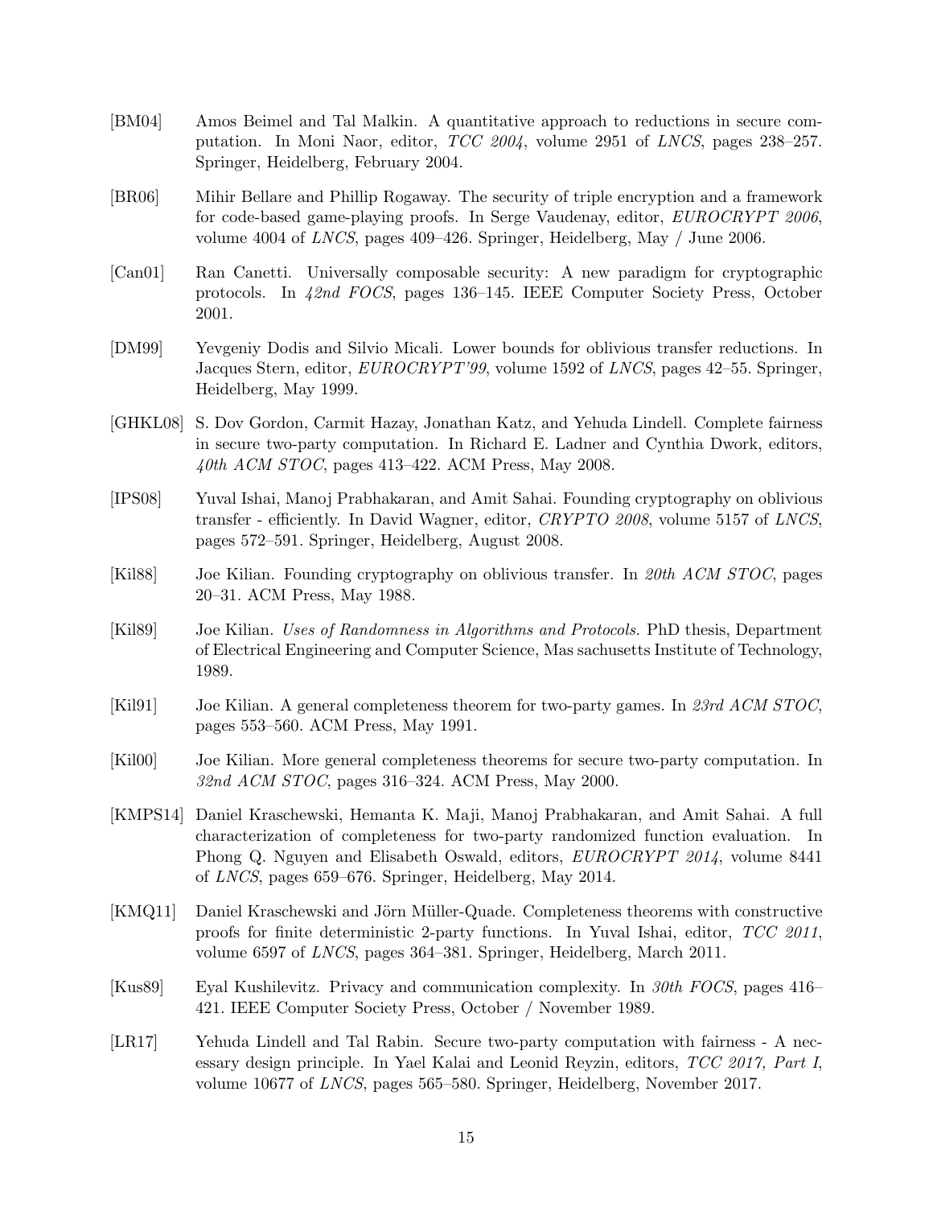- [BM04] Amos Beimel and Tal Malkin. A quantitative approach to reductions in secure computation. In Moni Naor, editor, *TCC 2004*, volume 2951 of *LNCS*, pages 238–257. Springer, Heidelberg, February 2004.
- [BR06] Mihir Bellare and Phillip Rogaway. The security of triple encryption and a framework for code-based game-playing proofs. In Serge Vaudenay, editor, *EUROCRYPT 2006*, volume 4004 of *LNCS*, pages 409–426. Springer, Heidelberg, May / June 2006.
- [Can01] Ran Canetti. Universally composable security: A new paradigm for cryptographic protocols. In *42nd FOCS*, pages 136–145. IEEE Computer Society Press, October 2001.
- [DM99] Yevgeniy Dodis and Silvio Micali. Lower bounds for oblivious transfer reductions. In Jacques Stern, editor, *EUROCRYPT'99*, volume 1592 of *LNCS*, pages 42–55. Springer, Heidelberg, May 1999.
- [GHKL08] S. Dov Gordon, Carmit Hazay, Jonathan Katz, and Yehuda Lindell. Complete fairness in secure two-party computation. In Richard E. Ladner and Cynthia Dwork, editors, *40th ACM STOC*, pages 413–422. ACM Press, May 2008.
- [IPS08] Yuval Ishai, Manoj Prabhakaran, and Amit Sahai. Founding cryptography on oblivious transfer - efficiently. In David Wagner, editor, *CRYPTO 2008*, volume 5157 of *LNCS*, pages 572–591. Springer, Heidelberg, August 2008.
- [Kil88] Joe Kilian. Founding cryptography on oblivious transfer. In *20th ACM STOC*, pages 20–31. ACM Press, May 1988.
- [Kil89] Joe Kilian. *Uses of Randomness in Algorithms and Protocols.* PhD thesis, Department of Electrical Engineering and Computer Science, Mas sachusetts Institute of Technology, 1989.
- [Kil91] Joe Kilian. A general completeness theorem for two-party games. In *23rd ACM STOC*, pages 553–560. ACM Press, May 1991.
- [Kil00] Joe Kilian. More general completeness theorems for secure two-party computation. In *32nd ACM STOC*, pages 316–324. ACM Press, May 2000.
- [KMPS14] Daniel Kraschewski, Hemanta K. Maji, Manoj Prabhakaran, and Amit Sahai. A full characterization of completeness for two-party randomized function evaluation. In Phong Q. Nguyen and Elisabeth Oswald, editors, *EUROCRYPT 2014*, volume 8441 of *LNCS*, pages 659–676. Springer, Heidelberg, May 2014.
- [KMQ11] Daniel Kraschewski and Jörn Müller-Quade. Completeness theorems with constructive proofs for finite deterministic 2-party functions. In Yuval Ishai, editor, *TCC 2011*, volume 6597 of *LNCS*, pages 364–381. Springer, Heidelberg, March 2011.
- [Kus89] Eyal Kushilevitz. Privacy and communication complexity. In *30th FOCS*, pages 416–421. IEEE Computer Society Press, October / November 1989.
- [LR17] Yehuda Lindell and Tal Rabin. Secure two-party computation with fairness - A necessary design principle. In Yael Kalai and Leonid Reyzin, editors, *TCC 2017, Part I*, volume 10677 of *LNCS*, pages 565–580. Springer, Heidelberg, November 2017.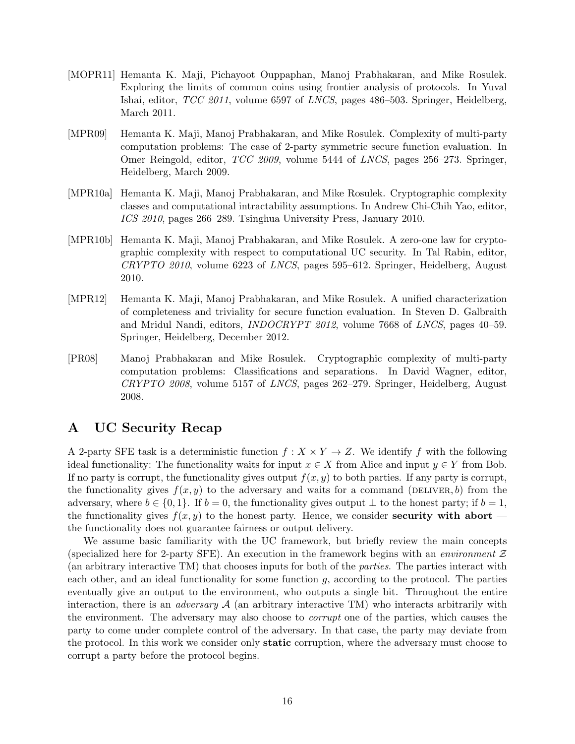[MOPR11] Hemanta K. Maji, Pichayoot Ouppaphan, Manoj Prabhakaran, and Mike Rosulek. Exploring the limits of common coins using frontier analysis of protocols. In Yuval Ishai, editor, *TCC 2011*, volume 6597 of *LNCS*, pages 486–503. Springer, Heidelberg, March 2011.

[MPR09] Hemanta K. Maji, Manoj Prabhakaran, and Mike Rosulek. Complexity of multi-party computation problems: The case of 2-party symmetric secure function evaluation. In Omer Reingold, editor, *TCC 2009*, volume 5444 of *LNCS*, pages 256–273. Springer, Heidelberg, March 2009.

[MPR10a] Hemanta K. Maji, Manoj Prabhakaran, and Mike Rosulek. Cryptographic complexity classes and computational intractability assumptions. In Andrew Chi-Chih Yao, editor, *ICS 2010*, pages 266–289. Tsinghua University Press, January 2010.

[MPR10b] Hemanta K. Maji, Manoj Prabhakaran, and Mike Rosulek. A zero-one law for cryptographic complexity with respect to computational UC security. In Tal Rabin, editor, *CRYPTO 2010*, volume 6223 of *LNCS*, pages 595–612. Springer, Heidelberg, August 2010.

[MPR12] Hemanta K. Maji, Manoj Prabhakaran, and Mike Rosulek. A unified characterization of completeness and triviality for secure function evaluation. In Steven D. Galbraith and Mridul Nandi, editors, *INDOCRYPT 2012*, volume 7668 of *LNCS*, pages 40–59. Springer, Heidelberg, December 2012.

[PR08] Manoj Prabhakaran and Mike Rosulek. Cryptographic complexity of multi-party computation problems: Classifications and separations. In David Wagner, editor, *CRYPTO 2008*, volume 5157 of *LNCS*, pages 262–279. Springer, Heidelberg, August 2008.

# A UC Security Recap

A 2-party SFE task is a deterministic function $f : X \times Y \to Z$. We identify $f$ with the following ideal functionality: The functionality waits for input $x \in X$ from Alice and input $y \in Y$ from Bob. If no party is corrupt, the functionality gives output $f(x, y)$ to both parties. If any party is corrupt, the functionality gives $f(x, y)$ to the adversary and waits for a command $(\textsc{deliver}, b)$ from the adversary, where $b \in \{0, 1\}$. If $b = 0$, the functionality gives output $\perp$ to the honest party; if $b = 1$, the functionality gives $f(x, y)$ to the honest party. Hence, we consider **security with abort** — the functionality does not guarantee fairness or output delivery.

We assume basic familiarity with the UC framework, but briefly review the main concepts (specialized here for 2-party SFE). An execution in the framework begins with an *environment* $\mathcal{Z}$ (an arbitrary interactive TM) that chooses inputs for both of the *parties*. The parties interact with each other, and an ideal functionality for some function $g$, according to the protocol. The parties eventually give an output to the environment, who outputs a single bit. Throughout the entire interaction, there is an *adversary* $\mathcal{A}$ (an arbitrary interactive TM) who interacts arbitrarily with the environment. The adversary may also choose to *corrupt* one of the parties, which causes the party to come under complete control of the adversary. In that case, the party may deviate from the protocol. In this work we consider only **static** corruption, where the adversary must choose to corrupt a party before the protocol begins.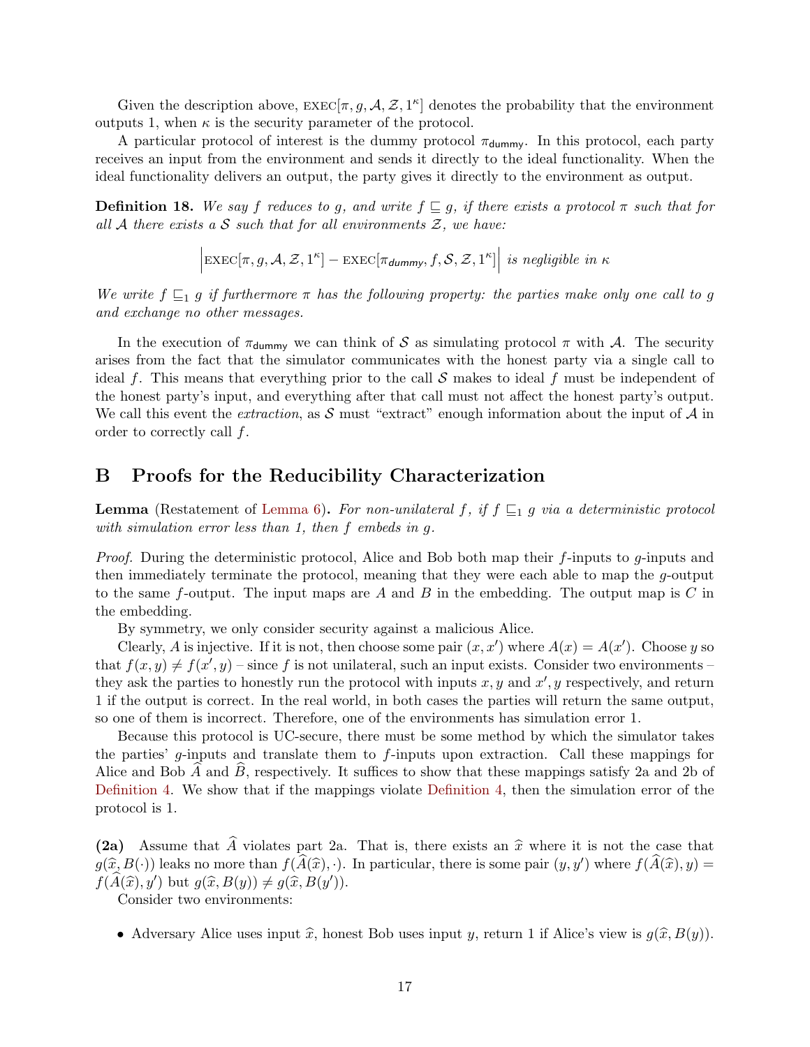Given the description above, $\text{EXEC}[\pi, g, \mathcal{A}, \mathcal{Z}, 1^\kappa]$ denotes the probability that the environment outputs 1, when $\kappa$ is the security parameter of the protocol.

A particular protocol of interest is the dummy protocol $\pi_{\mathsf{dummy}}$. In this protocol, each party receives an input from the environment and sends it directly to the ideal functionality. When the ideal functionality delivers an output, the party gives it directly to the environment as output.

**Definition 18.** *We say $f$ reduces to $g$, and write $f \sqsubseteq g$, if there exists a protocol $\pi$ such that for all $\mathcal{A}$ there exists a $\mathcal{S}$ such that for all environments $\mathcal{Z}$, we have:*

$$\left| \text{EXEC}[\pi, g, \mathcal{A}, \mathcal{Z}, 1^\kappa] - \text{EXEC}[\pi_{\mathsf{dummy}}, f, \mathcal{S}, \mathcal{Z}, 1^\kappa] \right| \text{ is negligible in } \kappa$$

*We write $f \sqsubseteq_1 g$ if furthermore $\pi$ has the following property: the parties make only one call to $g$ and exchange no other messages.*

In the execution of $\pi_{\mathsf{dummy}}$ we can think of $\mathcal{S}$ as simulating protocol $\pi$ with $\mathcal{A}$. The security arises from the fact that the simulator communicates with the honest party via a single call to ideal $f$. This means that everything prior to the call $\mathcal{S}$ makes to ideal $f$ must be independent of the honest party's input, and everything after that call must not affect the honest party's output. We call this event the *extraction*, as $\mathcal{S}$ must "extract" enough information about the input of $\mathcal{A}$ in order to correctly call $f$.

# B Proofs for the Reducibility Characterization

**Lemma** (Restatement of Lemma 6)**.** *For non-unilateral $f$, if $f \sqsubseteq_1 g$ via a deterministic protocol with simulation error less than 1, then $f$ embeds in $g$.*

*Proof.* During the deterministic protocol, Alice and Bob both map their $f$-inputs to $g$-inputs and then immediately terminate the protocol, meaning that they were each able to map the $g$-output to the same $f$-output. The input maps are $A$ and $B$ in the embedding. The output map is $C$ in the embedding.

By symmetry, we only consider security against a malicious Alice.

Clearly, $A$ is injective. If it is not, then choose some pair $(x, x')$ where $A(x) = A(x')$. Choose $y$ so that $f(x, y) \neq f(x', y)$ – since $f$ is not unilateral, such an input exists. Consider two environments – they ask the parties to honestly run the protocol with inputs $x, y$ and $x', y$ respectively, and return 1 if the output is correct. In the real world, in both cases the parties will return the same output, so one of them is incorrect. Therefore, one of the environments has simulation error 1.

Because this protocol is UC-secure, there must be some method by which the simulator takes the parties' $g$-inputs and translate them to $f$-inputs upon extraction. Call these mappings for Alice and Bob $\widehat{A}$ and $\widehat{B}$, respectively. It suffices to show that these mappings satisfy 2a and 2b of Definition 4. We show that if the mappings violate Definition 4, then the simulation error of the protocol is 1.

**(2a)** Assume that $\widehat{A}$ violates part 2a. That is, there exists an $\widehat{x}$ where it is not the case that $g(\widehat{x}, B(\cdot))$ leaks no more than $f(\widehat{A}(\widehat{x}), \cdot)$. In particular, there is some pair $(y, y')$ where $f(\widehat{A}(\widehat{x}), y) = f(\widehat{A}(\widehat{x}), y')$ but $g(\widehat{x}, B(y)) \neq g(\widehat{x}, B(y'))$.

Consider two environments:

- Adversary Alice uses input $\widehat{x}$, honest Bob uses input $y$, return 1 if Alice's view is $g(\widehat{x}, B(y))$.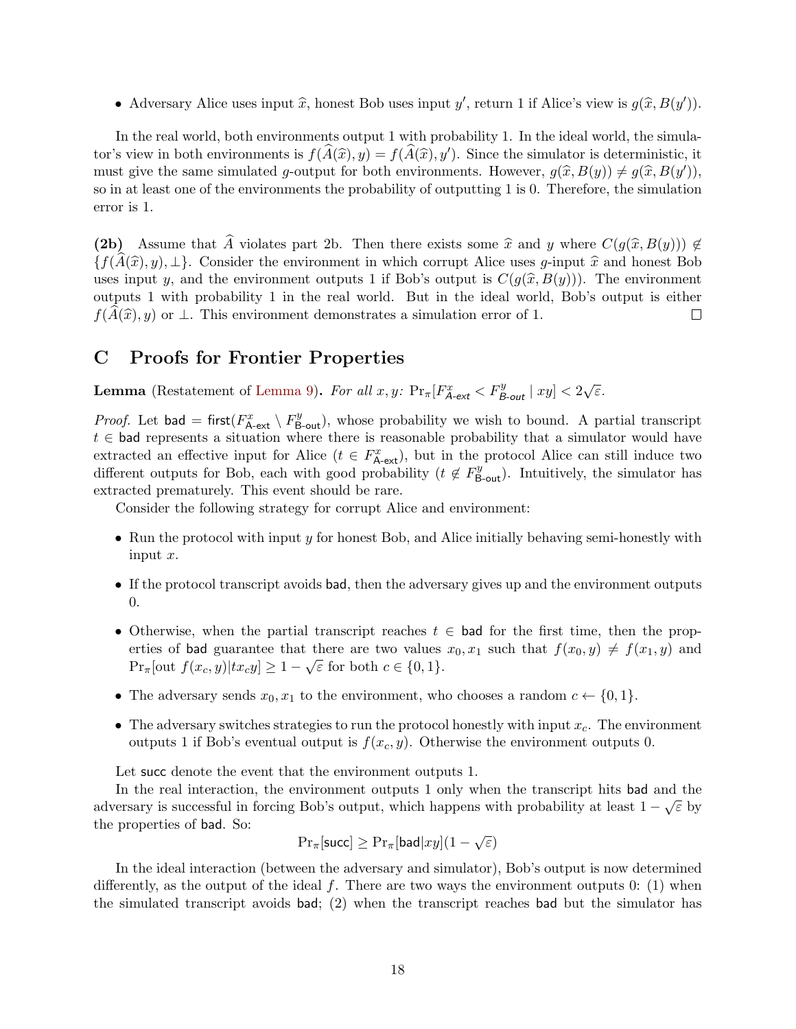- Adversary Alice uses input $\widehat{x}$, honest Bob uses input $y'$, return 1 if Alice's view is $g(\widehat{x}, B(y'))$.

In the real world, both environments output 1 with probability 1. In the ideal world, the simulator's view in both environments is $f(\widehat{A}(\widehat{x}), y) = f(\widehat{A}(\widehat{x}), y')$. Since the simulator is deterministic, it must give the same simulated $g$-output for both environments. However, $g(\widehat{x}, B(y)) \neq g(\widehat{x}, B(y'))$, so in at least one of the environments the probability of outputting 1 is 0. Therefore, the simulation error is 1.

**(2b)** Assume that $\widehat{A}$ violates part 2b. Then there exists some $\widehat{x}$ and $y$ where $C(g(\widehat{x}, B(y))) \notin \{f(\widehat{A}(\widehat{x}), y), \bot\}$. Consider the environment in which corrupt Alice uses $g$-input $\widehat{x}$ and honest Bob uses input $y$, and the environment outputs 1 if Bob's output is $C(g(\widehat{x}, B(y)))$. The environment outputs 1 with probability 1 in the real world. But in the ideal world, Bob's output is either $f(\widehat{A}(\widehat{x}), y)$ or $\bot$. This environment demonstrates a simulation error of 1. □

# C Proofs for Frontier Properties

**Lemma** (Restatement of Lemma 9)**.** *For all $x, y$: $\Pr_\pi[F^x_{\textsf{A-ext}} < F^y_{\textsf{B-out}} \mid xy] < 2\sqrt{\varepsilon}$.*

*Proof.* Let $\textsf{bad} = \textsf{first}(F^x_{\textsf{A-ext}} \setminus F^y_{\textsf{B-out}})$, whose probability we wish to bound. A partial transcript $t \in \textsf{bad}$ represents a situation where there is reasonable probability that a simulator would have extracted an effective input for Alice ($t \in F^x_{\textsf{A-ext}}$), but in the protocol Alice can still induce two different outputs for Bob, each with good probability ($t \notin F^y_{\textsf{B-out}}$). Intuitively, the simulator has extracted prematurely. This event should be rare.

Consider the following strategy for corrupt Alice and environment:

- Run the protocol with input $y$ for honest Bob, and Alice initially behaving semi-honestly with input $x$.
- If the protocol transcript avoids $\textsf{bad}$, then the adversary gives up and the environment outputs 0.
- Otherwise, when the partial transcript reaches $t \in \textsf{bad}$ for the first time, then the properties of $\textsf{bad}$ guarantee that there are two values $x_0, x_1$ such that $f(x_0, y) \neq f(x_1, y)$ and $\Pr_\pi[\text{out } f(x_c, y) | t x_c y] \geq 1 - \sqrt{\varepsilon}$ for both $c \in \{0, 1\}$.
- The adversary sends $x_0, x_1$ to the environment, who chooses a random $c \leftarrow \{0, 1\}$.
- The adversary switches strategies to run the protocol honestly with input $x_c$. The environment outputs 1 if Bob's eventual output is $f(x_c, y)$. Otherwise the environment outputs 0.

Let $\textsf{succ}$ denote the event that the environment outputs 1.

In the real interaction, the environment outputs 1 only when the transcript hits $\textsf{bad}$ and the adversary is successful in forcing Bob's output, which happens with probability at least $1 - \sqrt{\varepsilon}$ by the properties of $\textsf{bad}$. So:

$$\Pr_\pi[\textsf{succ}] \geq \Pr_\pi[\textsf{bad} | xy](1 - \sqrt{\varepsilon})$$

In the ideal interaction (between the adversary and simulator), Bob's output is now determined differently, as the output of the ideal $f$. There are two ways the environment outputs 0: (1) when the simulated transcript avoids $\textsf{bad}$; (2) when the transcript reaches $\textsf{bad}$ but the simulator has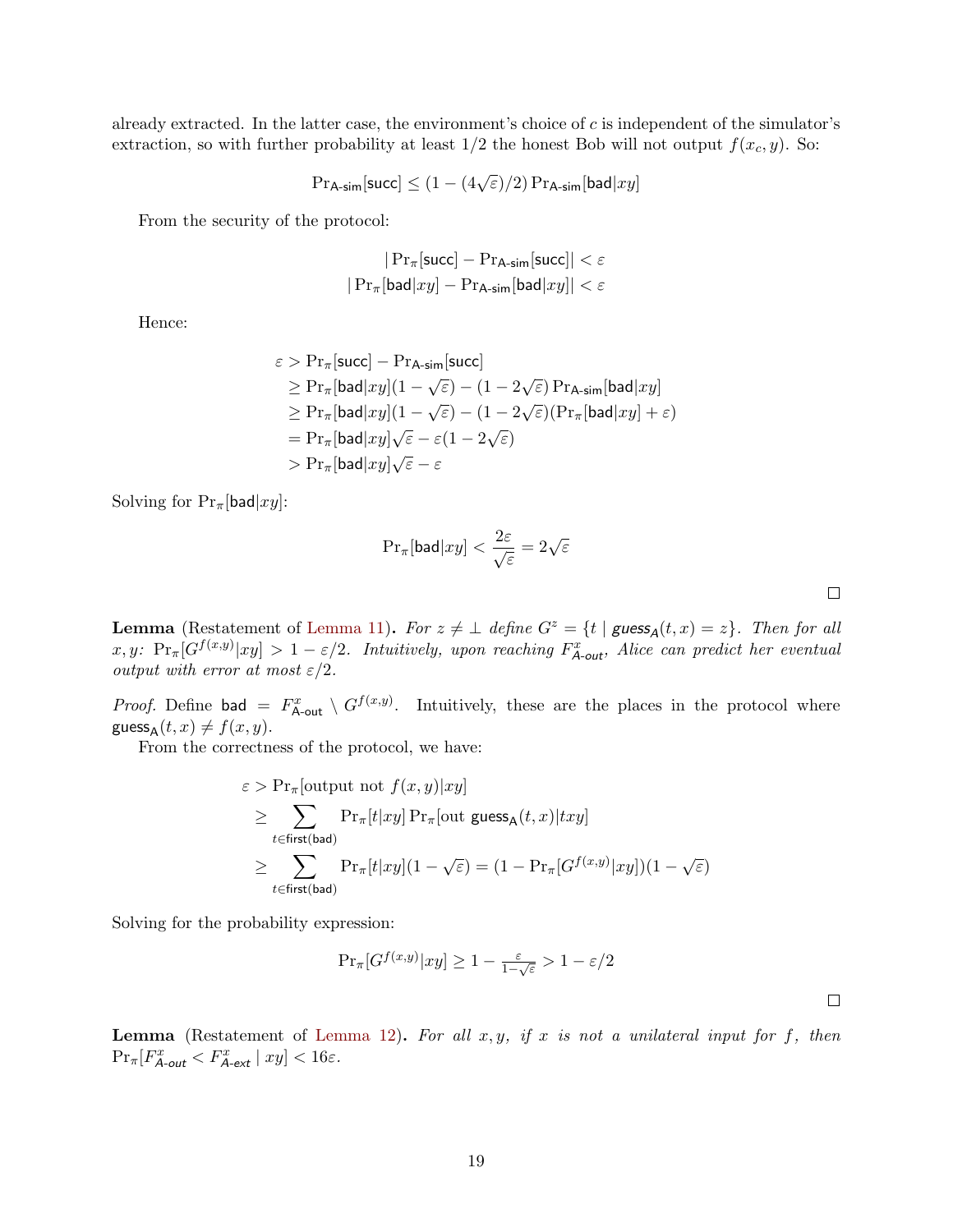already extracted. In the latter case, the environment's choice of $c$ is independent of the simulator's extraction, so with further probability at least 1/2 the honest Bob will not output $f(x_c, y)$. So:

$$\Pr_{\text{A-sim}}[\mathsf{succ}] \leq (1 - (4\sqrt{\varepsilon})/2) \Pr_{\text{A-sim}}[\mathsf{bad}|xy]$$

From the security of the protocol:

$$|\Pr_{\pi}[\mathsf{succ}] - \Pr_{\text{A-sim}}[\mathsf{succ}]| < \varepsilon$$
$$|\Pr_{\pi}[\mathsf{bad}|xy] - \Pr_{\text{A-sim}}[\mathsf{bad}|xy]| < \varepsilon$$

Hence:

$$\begin{aligned}
\varepsilon &> \Pr_{\pi}[\mathsf{succ}] - \Pr_{\text{A-sim}}[\mathsf{succ}] \\
&\geq \Pr_{\pi}[\mathsf{bad}|xy](1-\sqrt{\varepsilon}) - (1-2\sqrt{\varepsilon}) \Pr_{\text{A-sim}}[\mathsf{bad}|xy] \\
&\geq \Pr_{\pi}[\mathsf{bad}|xy](1-\sqrt{\varepsilon}) - (1-2\sqrt{\varepsilon})(\Pr_{\pi}[\mathsf{bad}|xy] + \varepsilon) \\
&= \Pr_{\pi}[\mathsf{bad}|xy]\sqrt{\varepsilon} - \varepsilon(1-2\sqrt{\varepsilon}) \\
&> \Pr_{\pi}[\mathsf{bad}|xy]\sqrt{\varepsilon} - \varepsilon
\end{aligned}$$

Solving for $\Pr_{\pi}[\mathsf{bad}|xy]$:

$$\Pr_{\pi}[\mathsf{bad}|xy] < \frac{2\varepsilon}{\sqrt{\varepsilon}} = 2\sqrt{\varepsilon}$$

□

**Lemma** (Restatement of Lemma 11)**.** *For $z \neq \bot$ define $G^z = \{t \mid \mathsf{guess_A}(t,x) = z\}$. Then for all $x, y$: $\Pr_{\pi}[G^{f(x,y)}|xy] > 1 - \varepsilon/2$. Intuitively, upon reaching $F^x_{\text{A-out}}$, Alice can predict her eventual output with error at most $\varepsilon/2$.*

*Proof.* Define $\mathsf{bad} = F^x_{\text{A-out}} \setminus G^{f(x,y)}$. Intuitively, these are the places in the protocol where $\mathsf{guess_A}(t,x) \neq f(x,y)$.

From the correctness of the protocol, we have:

$$\begin{aligned}
\varepsilon &> \Pr_{\pi}[\text{output not } f(x,y)|xy] \\
&\geq \sum_{t \in \mathsf{first}(\mathsf{bad})} \Pr_{\pi}[t|xy] \Pr_{\pi}[\text{out } \mathsf{guess_A}(t,x)|txy] \\
&\geq \sum_{t \in \mathsf{first}(\mathsf{bad})} \Pr_{\pi}[t|xy](1-\sqrt{\varepsilon}) = (1 - \Pr_{\pi}[G^{f(x,y)}|xy])(1-\sqrt{\varepsilon})
\end{aligned}$$

Solving for the probability expression:

$$\Pr_{\pi}[G^{f(x,y)}|xy] \geq 1 - \tfrac{\varepsilon}{1-\sqrt{\varepsilon}} > 1 - \varepsilon/2$$

□

**Lemma** (Restatement of Lemma 12)**.** *For all $x, y$, if $x$ is not a unilateral input for $f$, then $\Pr_{\pi}[F^x_{\text{A-out}} < F^x_{\text{A-ext}} \mid xy] < 16\varepsilon$.*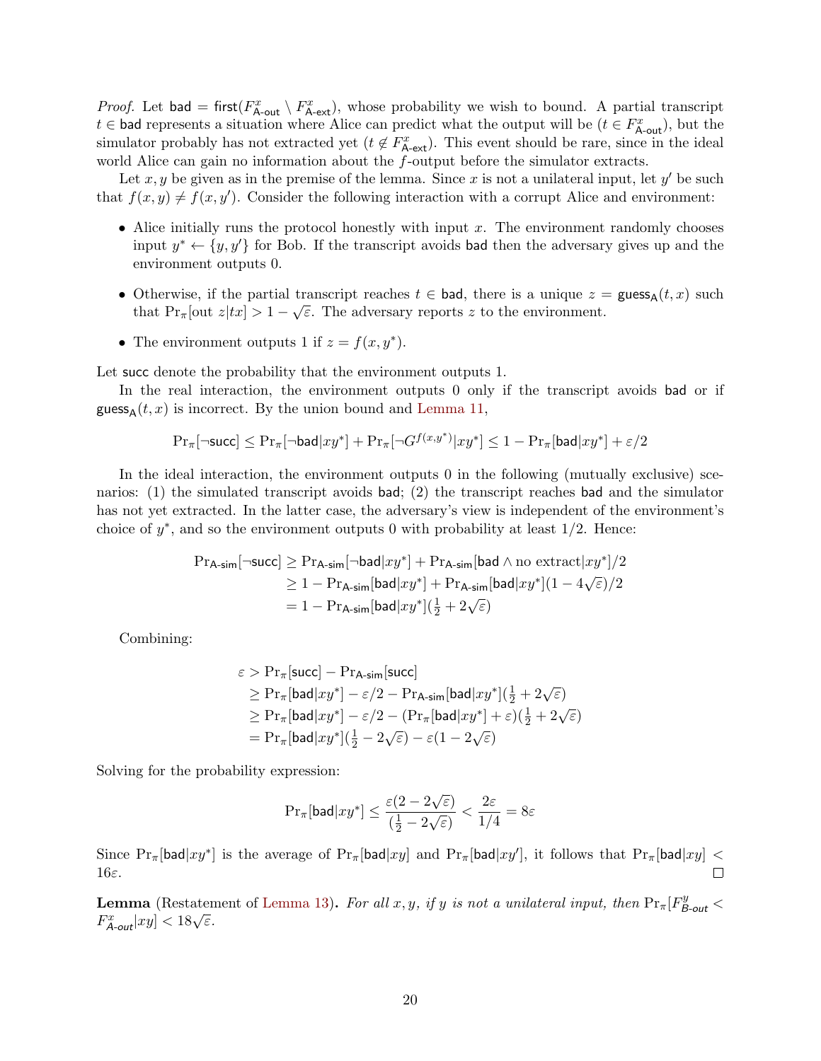*Proof.* Let $\mathsf{bad} = \mathsf{first}(F^x_{\mathsf{A\text{-}out}} \setminus F^x_{\mathsf{A\text{-}ext}})$, whose probability we wish to bound. A partial transcript $t \in \mathsf{bad}$ represents a situation where Alice can predict what the output will be ($t \in F^x_{\mathsf{A\text{-}out}}$), but the simulator probably has not extracted yet ($t \notin F^x_{\mathsf{A\text{-}ext}}$). This event should be rare, since in the ideal world Alice can gain no information about the $f$-output before the simulator extracts.

Let $x, y$ be given as in the premise of the lemma. Since $x$ is not a unilateral input, let $y'$ be such that $f(x, y) \neq f(x, y')$. Consider the following interaction with a corrupt Alice and environment:

- Alice initially runs the protocol honestly with input $x$. The environment randomly chooses input $y^* \leftarrow \{y, y'\}$ for Bob. If the transcript avoids $\mathsf{bad}$ then the adversary gives up and the environment outputs 0.
- Otherwise, if the partial transcript reaches $t \in \mathsf{bad}$, there is a unique $z = \mathsf{guess_A}(t, x)$ such that $\Pr_\pi[\text{out } z | tx] > 1 - \sqrt{\varepsilon}$. The adversary reports $z$ to the environment.
- The environment outputs 1 if $z = f(x, y^*)$.

Let $\mathsf{succ}$ denote the probability that the environment outputs 1.

In the real interaction, the environment outputs 0 only if the transcript avoids $\mathsf{bad}$ or if $\mathsf{guess_A}(t, x)$ is incorrect. By the union bound and Lemma 11,

$$\Pr_\pi[\neg\mathsf{succ}] \leq \Pr_\pi[\neg\mathsf{bad}|xy^*] + \Pr_\pi[\neg G^{f(x,y^*)}|xy^*] \leq 1 - \Pr_\pi[\mathsf{bad}|xy^*] + \varepsilon/2$$

In the ideal interaction, the environment outputs 0 in the following (mutually exclusive) scenarios: (1) the simulated transcript avoids $\mathsf{bad}$; (2) the transcript reaches $\mathsf{bad}$ and the simulator has not yet extracted. In the latter case, the adversary's view is independent of the environment's choice of $y^*$, and so the environment outputs 0 with probability at least 1/2. Hence:

$$\begin{aligned}
\Pr_{\mathsf{A\text{-}sim}}[\neg\mathsf{succ}] &\geq \Pr_{\mathsf{A\text{-}sim}}[\neg\mathsf{bad}|xy^*] + \Pr_{\mathsf{A\text{-}sim}}[\mathsf{bad} \wedge \text{no extract}|xy^*]/2 \\
&\geq 1 - \Pr_{\mathsf{A\text{-}sim}}[\mathsf{bad}|xy^*] + \Pr_{\mathsf{A\text{-}sim}}[\mathsf{bad}|xy^*](1 - 4\sqrt{\varepsilon})/2 \\
&= 1 - \Pr_{\mathsf{A\text{-}sim}}[\mathsf{bad}|xy^*](\tfrac{1}{2} + 2\sqrt{\varepsilon})
\end{aligned}$$

Combining:

$$\begin{aligned}
\varepsilon &> \Pr_\pi[\mathsf{succ}] - \Pr_{\mathsf{A\text{-}sim}}[\mathsf{succ}] \\
&\geq \Pr_\pi[\mathsf{bad}|xy^*] - \varepsilon/2 - \Pr_{\mathsf{A\text{-}sim}}[\mathsf{bad}|xy^*](\tfrac{1}{2} + 2\sqrt{\varepsilon}) \\
&\geq \Pr_\pi[\mathsf{bad}|xy^*] - \varepsilon/2 - (\Pr_\pi[\mathsf{bad}|xy^*] + \varepsilon)(\tfrac{1}{2} + 2\sqrt{\varepsilon}) \\
&= \Pr_\pi[\mathsf{bad}|xy^*](\tfrac{1}{2} - 2\sqrt{\varepsilon}) - \varepsilon(1 - 2\sqrt{\varepsilon})
\end{aligned}$$

Solving for the probability expression:

$$\Pr_\pi[\mathsf{bad}|xy^*] \leq \frac{\varepsilon(2 - 2\sqrt{\varepsilon})}{(\frac{1}{2} - 2\sqrt{\varepsilon})} < \frac{2\varepsilon}{1/4} = 8\varepsilon$$

Since $\Pr_\pi[\mathsf{bad}|xy^*]$ is the average of $\Pr_\pi[\mathsf{bad}|xy]$ and $\Pr_\pi[\mathsf{bad}|xy']$, it follows that $\Pr_\pi[\mathsf{bad}|xy] < 16\varepsilon$. ◻

**Lemma** (Restatement of Lemma 13)**.** *For all $x, y$, if $y$ is not a unilateral input, then $\Pr_\pi[F^y_{B\text{-}out} < F^x_{A\text{-}out}|xy] < 18\sqrt{\varepsilon}$.*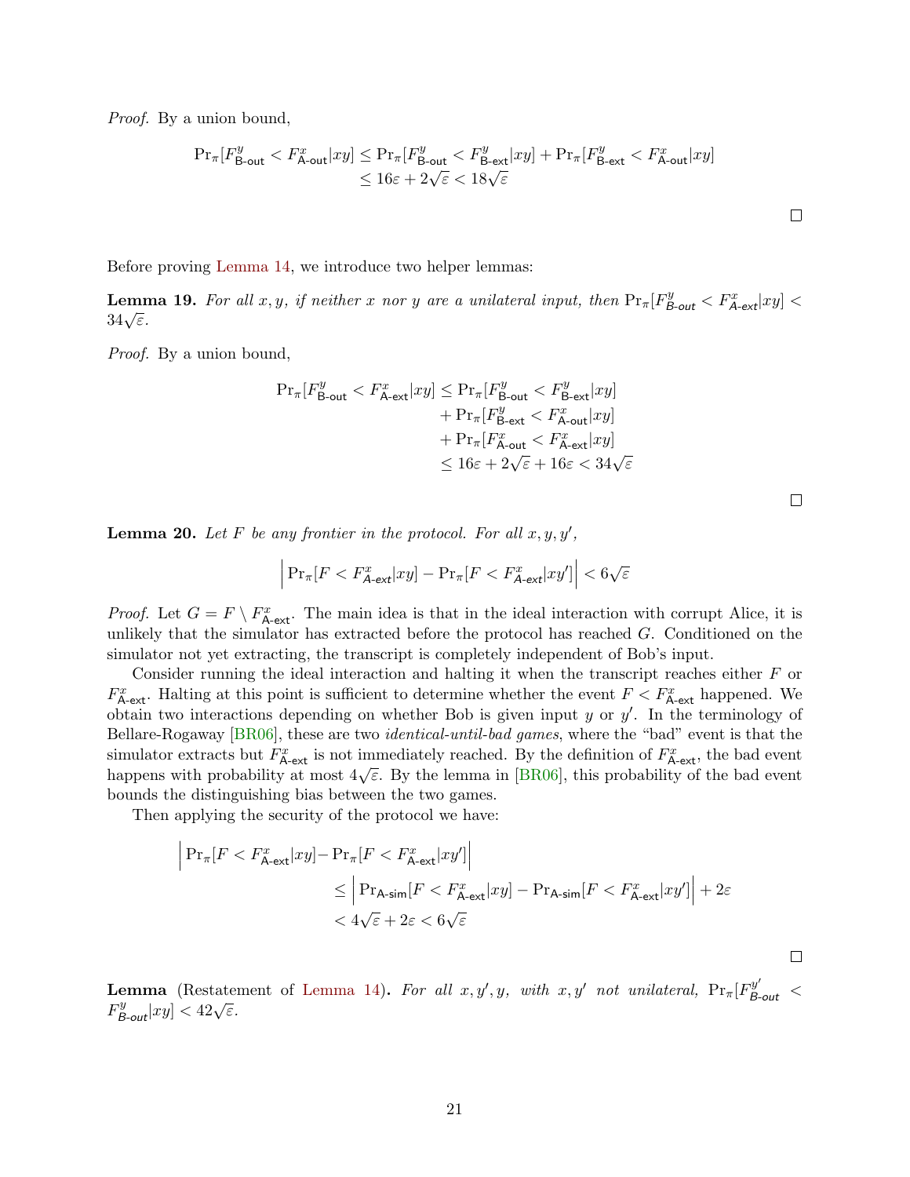*Proof.* By a union bound,

$$\begin{aligned}\Pr_\pi[F^y_{\mathsf{B\text{-}out}} < F^x_{\mathsf{A\text{-}out}}|xy] &\le \Pr_\pi[F^y_{\mathsf{B\text{-}out}} < F^y_{\mathsf{B\text{-}ext}}|xy] + \Pr_\pi[F^y_{\mathsf{B\text{-}ext}} < F^x_{\mathsf{A\text{-}out}}|xy] \\ &\le 16\varepsilon + 2\sqrt{\varepsilon} < 18\sqrt{\varepsilon}\end{aligned}$$

□

Before proving Lemma 14, we introduce two helper lemmas:

**Lemma 19.** *For all $x, y$, if neither $x$ nor $y$ are a unilateral input, then $\Pr_\pi[F^y_{\mathsf{B\text{-}out}} < F^x_{\mathsf{A\text{-}ext}}|xy] < 34\sqrt{\varepsilon}$.*

*Proof.* By a union bound,

$$\begin{aligned}\Pr_\pi[F^y_{\mathsf{B\text{-}out}} < F^x_{\mathsf{A\text{-}ext}}|xy] &\le \Pr_\pi[F^y_{\mathsf{B\text{-}out}} < F^y_{\mathsf{B\text{-}ext}}|xy] \\ &\quad + \Pr_\pi[F^y_{\mathsf{B\text{-}ext}} < F^x_{\mathsf{A\text{-}out}}|xy] \\ &\quad + \Pr_\pi[F^x_{\mathsf{A\text{-}out}} < F^x_{\mathsf{A\text{-}ext}}|xy] \\ &\le 16\varepsilon + 2\sqrt{\varepsilon} + 16\varepsilon < 34\sqrt{\varepsilon}\end{aligned}$$

□

**Lemma 20.** *Let $F$ be any frontier in the protocol. For all $x, y, y'$,*

$$\left| \Pr_\pi[F < F^x_{\mathsf{A\text{-}ext}}|xy] - \Pr_\pi[F < F^x_{\mathsf{A\text{-}ext}}|xy'] \right| < 6\sqrt{\varepsilon}$$

*Proof.* Let $G = F \setminus F^x_{\mathsf{A\text{-}ext}}$. The main idea is that in the ideal interaction with corrupt Alice, it is unlikely that the simulator has extracted before the protocol has reached $G$. Conditioned on the simulator not yet extracting, the transcript is completely independent of Bob's input.

Consider running the ideal interaction and halting it when the transcript reaches either $F$ or $F^x_{\mathsf{A\text{-}ext}}$. Halting at this point is sufficient to determine whether the event $F < F^x_{\mathsf{A\text{-}ext}}$ happened. We obtain two interactions depending on whether Bob is given input $y$ or $y'$. In the terminology of Bellare-Rogaway [BR06], these are two *identical-until-bad games*, where the "bad" event is that the simulator extracts but $F^x_{\mathsf{A\text{-}ext}}$ is not immediately reached. By the definition of $F^x_{\mathsf{A\text{-}ext}}$, the bad event happens with probability at most $4\sqrt{\varepsilon}$. By the lemma in [BR06], this probability of the bad event bounds the distinguishing bias between the two games.

Then applying the security of the protocol we have:

$$\begin{aligned}\left| \Pr_\pi[F < F^x_{\mathsf{A\text{-}ext}}|xy] - \Pr_\pi[F < F^x_{\mathsf{A\text{-}ext}}|xy'] \right| &\le \left| \Pr_{\mathsf{A\text{-}sim}}[F < F^x_{\mathsf{A\text{-}ext}}|xy] - \Pr_{\mathsf{A\text{-}sim}}[F < F^x_{\mathsf{A\text{-}ext}}|xy'] \right| + 2\varepsilon \\ &< 4\sqrt{\varepsilon} + 2\varepsilon < 6\sqrt{\varepsilon}\end{aligned}$$

□

**Lemma** (Restatement of Lemma 14)**.** *For all $x, y', y$, with $x, y'$ not unilateral, $\Pr_\pi[F^{y'}_{\mathsf{B\text{-}out}} < F^y_{\mathsf{B\text{-}out}}|xy] < 42\sqrt{\varepsilon}$.*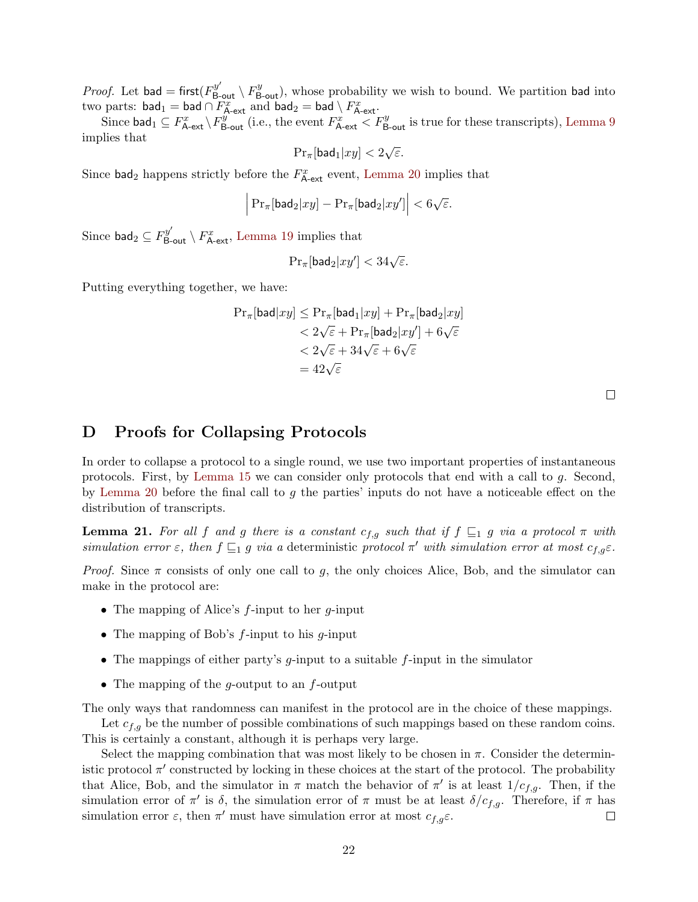*Proof.* Let $\mathsf{bad} = \mathsf{first}(F^{y'}_{\mathsf{B\text{-}out}} \setminus F^{y}_{\mathsf{B\text{-}out}})$, whose probability we wish to bound. We partition $\mathsf{bad}$ into two parts: $\mathsf{bad}_1 = \mathsf{bad} \cap F^x_{\mathsf{A\text{-}ext}}$ and $\mathsf{bad}_2 = \mathsf{bad} \setminus F^x_{\mathsf{A\text{-}ext}}$.

Since $\mathsf{bad}_1 \subseteq F^x_{\mathsf{A\text{-}ext}} \setminus F^y_{\mathsf{B\text{-}out}}$ (i.e., the event $F^x_{\mathsf{A\text{-}ext}} < F^y_{\mathsf{B\text{-}out}}$ is true for these transcripts), Lemma 9 implies that

$$\Pr_\pi[\mathsf{bad}_1 | xy] < 2\sqrt{\varepsilon}.$$

Since $\mathsf{bad}_2$ happens strictly before the $F^x_{\mathsf{A\text{-}ext}}$ event, Lemma 20 implies that

$$\left| \Pr_\pi[\mathsf{bad}_2 | xy] - \Pr_\pi[\mathsf{bad}_2 | xy'] \right| < 6\sqrt{\varepsilon}.$$

Since $\mathsf{bad}_2 \subseteq F^{y'}_{\mathsf{B\text{-}out}} \setminus F^x_{\mathsf{A\text{-}ext}}$, Lemma 19 implies that

$$\Pr_\pi[\mathsf{bad}_2 | xy'] < 34\sqrt{\varepsilon}.$$

Putting everything together, we have:

$$\begin{aligned}
\Pr_\pi[\mathsf{bad} | xy] &\leq \Pr_\pi[\mathsf{bad}_1 | xy] + \Pr_\pi[\mathsf{bad}_2 | xy] \\
&< 2\sqrt{\varepsilon} + \Pr_\pi[\mathsf{bad}_2 | xy'] + 6\sqrt{\varepsilon} \\
&< 2\sqrt{\varepsilon} + 34\sqrt{\varepsilon} + 6\sqrt{\varepsilon} \\
&= 42\sqrt{\varepsilon}
\end{aligned}$$

□

## D Proofs for Collapsing Protocols

In order to collapse a protocol to a single round, we use two important properties of instantaneous protocols. First, by Lemma 15 we can consider only protocols that end with a call to $g$. Second, by Lemma 20 before the final call to $g$ the parties' inputs do not have a noticeable effect on the distribution of transcripts.

**Lemma 21.** *For all $f$ and $g$ there is a constant $c_{f,g}$ such that if $f \sqsubseteq_1 g$ via a protocol $\pi$ with simulation error $\varepsilon$, then $f \sqsubseteq_1 g$ via a* deterministic *protocol $\pi'$ with simulation error at most $c_{f,g}\varepsilon$.*

*Proof.* Since $\pi$ consists of only one call to $g$, the only choices Alice, Bob, and the simulator can make in the protocol are:

- The mapping of Alice's $f$-input to her $g$-input
- The mapping of Bob's $f$-input to his $g$-input
- The mappings of either party's $g$-input to a suitable $f$-input in the simulator
- The mapping of the $g$-output to an $f$-output

The only ways that randomness can manifest in the protocol are in the choice of these mappings.

Let $c_{f,g}$ be the number of possible combinations of such mappings based on these random coins. This is certainly a constant, although it is perhaps very large.

Select the mapping combination that was most likely to be chosen in $\pi$. Consider the deterministic protocol $\pi'$ constructed by locking in these choices at the start of the protocol. The probability that Alice, Bob, and the simulator in $\pi$ match the behavior of $\pi'$ is at least $1/c_{f,g}$. Then, if the simulation error of $\pi'$ is $\delta$, the simulation error of $\pi$ must be at least $\delta/c_{f,g}$. Therefore, if $\pi$ has simulation error $\varepsilon$, then $\pi'$ must have simulation error at most $c_{f,g}\varepsilon$. □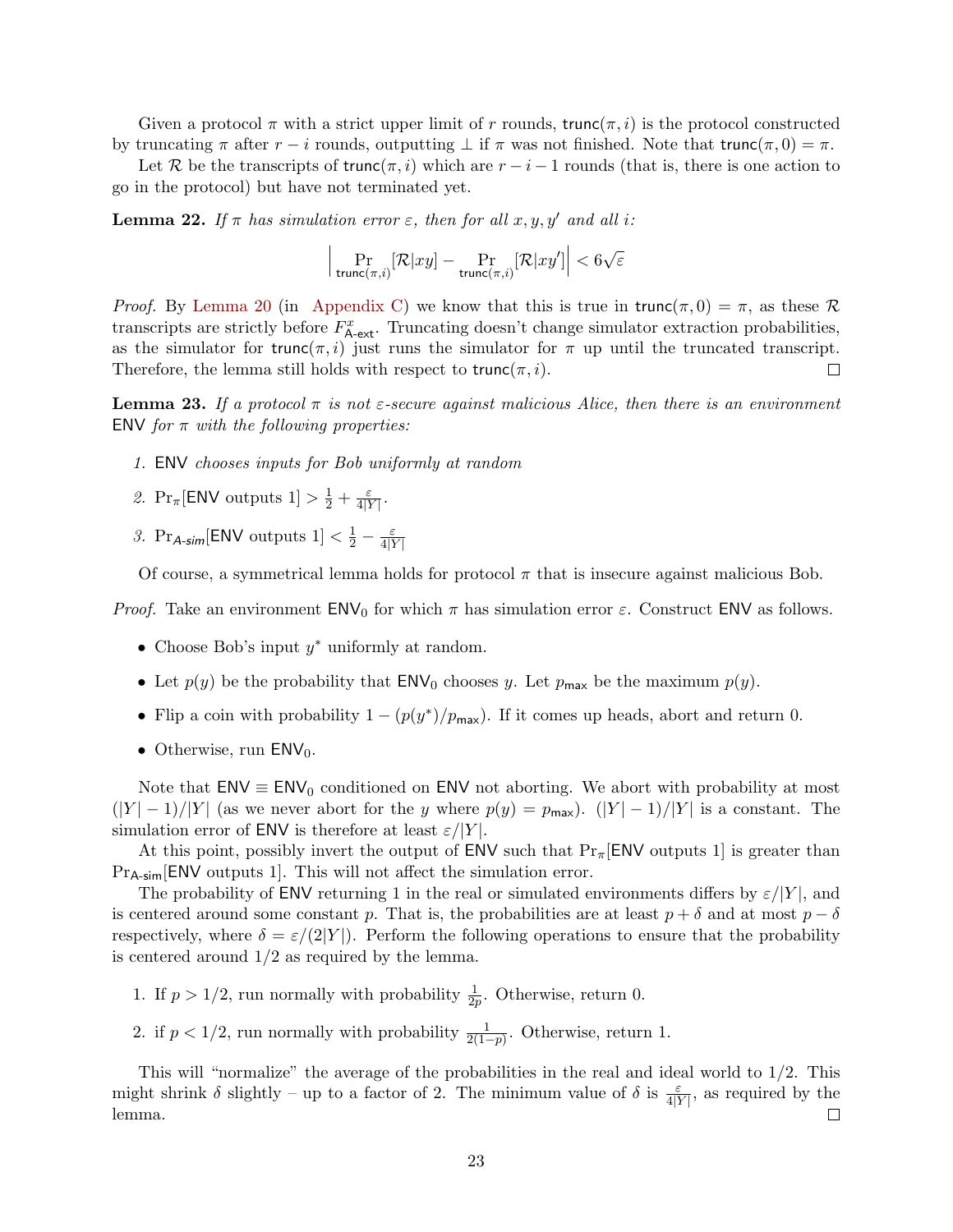Given a protocol $\pi$ with a strict upper limit of $r$ rounds, $\mathsf{trunc}(\pi, i)$ is the protocol constructed by truncating $\pi$ after $r - i$ rounds, outputting $\perp$ if $\pi$ was not finished. Note that $\mathsf{trunc}(\pi, 0) = \pi$.

Let $\mathcal{R}$ be the transcripts of $\mathsf{trunc}(\pi, i)$ which are $r - i - 1$ rounds (that is, there is one action to go in the protocol) but have not terminated yet.

**Lemma 22.** *If $\pi$ has simulation error $\varepsilon$, then for all $x, y, y'$ and all $i$:*

$$\left| \Pr_{\mathsf{trunc}(\pi,i)}[\mathcal{R}|xy] - \Pr_{\mathsf{trunc}(\pi,i)}[\mathcal{R}|xy'] \right| < 6\sqrt{\varepsilon}$$

*Proof.* By Lemma 20 (in Appendix C) we know that this is true in $\mathsf{trunc}(\pi, 0) = \pi$, as these $\mathcal{R}$ transcripts are strictly before $F^x_{\mathsf{A\text{-}ext}}$. Truncating doesn't change simulator extraction probabilities, as the simulator for $\mathsf{trunc}(\pi, i)$ just runs the simulator for $\pi$ up until the truncated transcript. Therefore, the lemma still holds with respect to $\mathsf{trunc}(\pi, i)$. □

**Lemma 23.** *If a protocol $\pi$ is not $\varepsilon$-secure against malicious Alice, then there is an environment $\mathsf{ENV}$ for $\pi$ with the following properties:*

1. *$\mathsf{ENV}$ chooses inputs for Bob uniformly at random*
2. *$\Pr_\pi[\mathsf{ENV}$ outputs $1] > \frac{1}{2} + \frac{\varepsilon}{4|Y|}$.*
3. *$\Pr_{\mathsf{A\text{-}sim}}[\mathsf{ENV}$ outputs $1] < \frac{1}{2} - \frac{\varepsilon}{4|Y|}$*

Of course, a symmetrical lemma holds for protocol $\pi$ that is insecure against malicious Bob.

*Proof.* Take an environment $\mathsf{ENV}_0$ for which $\pi$ has simulation error $\varepsilon$. Construct $\mathsf{ENV}$ as follows.

- Choose Bob's input $y^*$ uniformly at random.
- Let $p(y)$ be the probability that $\mathsf{ENV}_0$ chooses $y$. Let $p_{\mathsf{max}}$ be the maximum $p(y)$.
- Flip a coin with probability $1 - (p(y^*)/p_{\mathsf{max}})$. If it comes up heads, abort and return 0.
- Otherwise, run $\mathsf{ENV}_0$.

Note that $\mathsf{ENV} \equiv \mathsf{ENV}_0$ conditioned on $\mathsf{ENV}$ not aborting. We abort with probability at most $(|Y| - 1)/|Y|$ (as we never abort for the $y$ where $p(y) = p_{\mathsf{max}}$). $(|Y| - 1)/|Y|$ is a constant. The simulation error of $\mathsf{ENV}$ is therefore at least $\varepsilon/|Y|$.

At this point, possibly invert the output of $\mathsf{ENV}$ such that $\Pr_\pi[\mathsf{ENV}$ outputs $1]$ is greater than $\Pr_{\mathsf{A\text{-}sim}}[\mathsf{ENV}$ outputs $1]$. This will not affect the simulation error.

The probability of $\mathsf{ENV}$ returning 1 in the real or simulated environments differs by $\varepsilon/|Y|$, and is centered around some constant $p$. That is, the probabilities are at least $p + \delta$ and at most $p - \delta$ respectively, where $\delta = \varepsilon/(2|Y|)$. Perform the following operations to ensure that the probability is centered around $1/2$ as required by the lemma.

1. If $p > 1/2$, run normally with probability $\frac{1}{2p}$. Otherwise, return 0.
2. if $p < 1/2$, run normally with probability $\frac{1}{2(1-p)}$. Otherwise, return 1.

This will "normalize" the average of the probabilities in the real and ideal world to $1/2$. This might shrink $\delta$ slightly – up to a factor of 2. The minimum value of $\delta$ is $\frac{\varepsilon}{4|Y|}$, as required by the lemma. □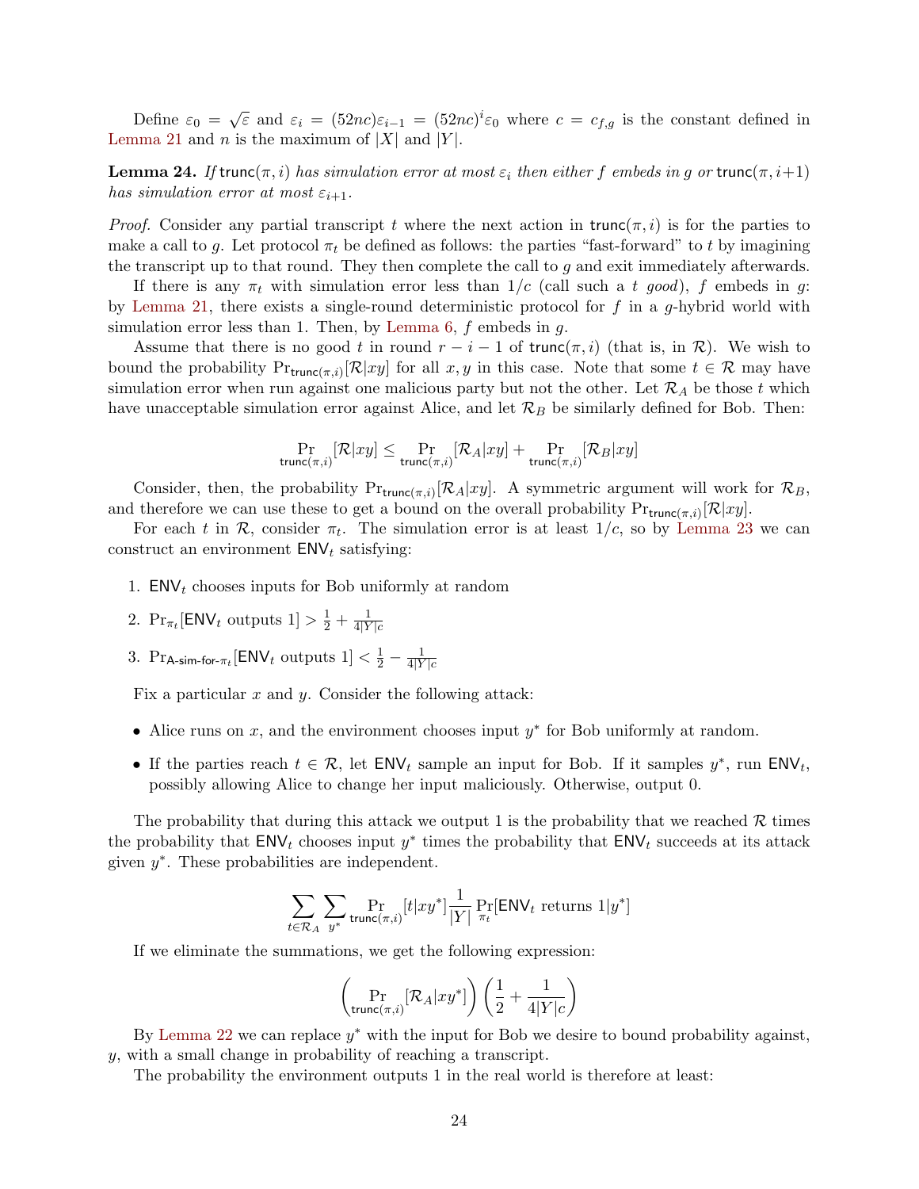Define $\varepsilon_0 = \sqrt{\varepsilon}$ and $\varepsilon_i = (52nc)\varepsilon_{i-1} = (52nc)^i \varepsilon_0$ where $c = c_{f,g}$ is the constant defined in Lemma 21 and $n$ is the maximum of $|X|$ and $|Y|$.

**Lemma 24.** *If* $\mathsf{trunc}(\pi, i)$ *has simulation error at most* $\varepsilon_i$ *then either* $f$ *embeds in* $g$ *or* $\mathsf{trunc}(\pi, i+1)$ *has simulation error at most* $\varepsilon_{i+1}$.

*Proof.* Consider any partial transcript $t$ where the next action in $\mathsf{trunc}(\pi, i)$ is for the parties to make a call to $g$. Let protocol $\pi_t$ be defined as follows: the parties "fast-forward" to $t$ by imagining the transcript up to that round. They then complete the call to $g$ and exit immediately afterwards.

If there is any $\pi_t$ with simulation error less than $1/c$ (call such a $t$ *good*), $f$ embeds in $g$: by Lemma 21, there exists a single-round deterministic protocol for $f$ in a $g$-hybrid world with simulation error less than 1. Then, by Lemma 6, $f$ embeds in $g$.

Assume that there is no good $t$ in round $r - i - 1$ of $\mathsf{trunc}(\pi, i)$ (that is, in $\mathcal{R}$). We wish to bound the probability $\Pr_{\mathsf{trunc}(\pi,i)}[\mathcal{R}|xy]$ for all $x, y$ in this case. Note that some $t \in \mathcal{R}$ may have simulation error when run against one malicious party but not the other. Let $\mathcal{R}_A$ be those $t$ which have unacceptable simulation error against Alice, and let $\mathcal{R}_B$ be similarly defined for Bob. Then:

$$\Pr_{\mathsf{trunc}(\pi,i)}[\mathcal{R}|xy] \leq \Pr_{\mathsf{trunc}(\pi,i)}[\mathcal{R}_A|xy] + \Pr_{\mathsf{trunc}(\pi,i)}[\mathcal{R}_B|xy]$$

Consider, then, the probability $\Pr_{\mathsf{trunc}(\pi,i)}[\mathcal{R}_A|xy]$. A symmetric argument will work for $\mathcal{R}_B$, and therefore we can use these to get a bound on the overall probability $\Pr_{\mathsf{trunc}(\pi,i)}[\mathcal{R}|xy]$.

For each $t$ in $\mathcal{R}$, consider $\pi_t$. The simulation error is at least $1/c$, so by Lemma 23 we can construct an environment $\mathsf{ENV}_t$ satisfying:

1. $\mathsf{ENV}_t$ chooses inputs for Bob uniformly at random
2. $\Pr_{\pi_t}[\mathsf{ENV}_t \text{ outputs } 1] > \frac{1}{2} + \frac{1}{4|Y|c}$
3. $\Pr_{\mathsf{A\text{-}sim\text{-}for\text{-}}\pi_t}[\mathsf{ENV}_t \text{ outputs } 1] < \frac{1}{2} - \frac{1}{4|Y|c}$

Fix a particular $x$ and $y$. Consider the following attack:

- Alice runs on $x$, and the environment chooses input $y^*$ for Bob uniformly at random.
- If the parties reach $t \in \mathcal{R}$, let $\mathsf{ENV}_t$ sample an input for Bob. If it samples $y^*$, run $\mathsf{ENV}_t$, possibly allowing Alice to change her input maliciously. Otherwise, output 0.

The probability that during this attack we output 1 is the probability that we reached $\mathcal{R}$ times the probability that $\mathsf{ENV}_t$ chooses input $y^*$ times the probability that $\mathsf{ENV}_t$ succeeds at its attack given $y^*$. These probabilities are independent.

$$\sum_{t \in \mathcal{R}_A} \sum_{y^*} \Pr_{\mathsf{trunc}(\pi,i)}[t|xy^*] \frac{1}{|Y|} \Pr_{\pi_t}[\mathsf{ENV}_t \text{ returns } 1|y^*]$$

If we eliminate the summations, we get the following expression:

$$\left(\Pr_{\mathsf{trunc}(\pi,i)}[\mathcal{R}_A|xy^*]\right)\left(\frac{1}{2} + \frac{1}{4|Y|c}\right)$$

By Lemma 22 we can replace $y^*$ with the input for Bob we desire to bound probability against, $y$, with a small change in probability of reaching a transcript.

The probability the environment outputs 1 in the real world is therefore at least: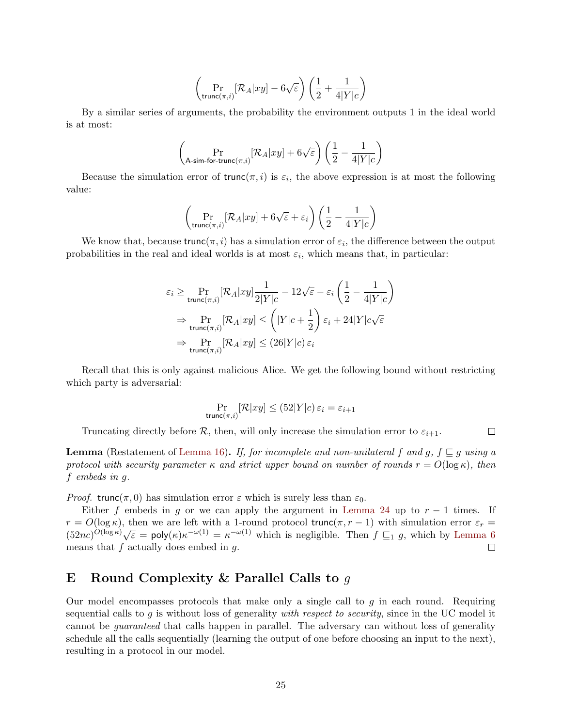$$\left(\Pr_{\mathsf{trunc}(\pi,i)}[\mathcal{R}_A|xy] - 6\sqrt{\varepsilon}\right)\left(\frac{1}{2} + \frac{1}{4|Y|c}\right)$$

By a similar series of arguments, the probability the environment outputs 1 in the ideal world is at most:

$$\left(\Pr_{\mathsf{A\text{-}sim\text{-}for\text{-}trunc}(\pi,i)}[\mathcal{R}_A|xy] + 6\sqrt{\varepsilon}\right)\left(\frac{1}{2} - \frac{1}{4|Y|c}\right)$$

Because the simulation error of $\mathsf{trunc}(\pi, i)$ is $\varepsilon_i$, the above expression is at most the following value:

$$\left(\Pr_{\mathsf{trunc}(\pi,i)}[\mathcal{R}_A|xy] + 6\sqrt{\varepsilon} + \varepsilon_i\right)\left(\frac{1}{2} - \frac{1}{4|Y|c}\right)$$

We know that, because $\mathsf{trunc}(\pi, i)$ has a simulation error of $\varepsilon_i$, the difference between the output probabilities in the real and ideal worlds is at most $\varepsilon_i$, which means that, in particular:

$$\varepsilon_i \geq \Pr_{\mathsf{trunc}(\pi,i)}[\mathcal{R}_A|xy]\frac{1}{2|Y|c} - 12\sqrt{\varepsilon} - \varepsilon_i\left(\frac{1}{2} - \frac{1}{4|Y|c}\right)$$

$$\Rightarrow \Pr_{\mathsf{trunc}(\pi,i)}[\mathcal{R}_A|xy] \leq \left(|Y|c + \frac{1}{2}\right)\varepsilon_i + 24|Y|c\sqrt{\varepsilon}$$

$$\Rightarrow \Pr_{\mathsf{trunc}(\pi,i)}[\mathcal{R}_A|xy] \leq (26|Y|c)\,\varepsilon_i$$

Recall that this is only against malicious Alice. We get the following bound without restricting which party is adversarial:

$$\Pr_{\mathsf{trunc}(\pi,i)}[\mathcal{R}|xy] \leq (52|Y|c)\,\varepsilon_i = \varepsilon_{i+1}$$

Truncating directly before $\mathcal{R}$, then, will only increase the simulation error to $\varepsilon_{i+1}$. ◻

**Lemma** (Restatement of Lemma 16)**.** *If, for incomplete and non-unilateral $f$ and $g$, $f \sqsubseteq g$ using a protocol with security parameter $\kappa$ and strict upper bound on number of rounds $r = O(\log \kappa)$, then $f$ embeds in $g$.*

*Proof.* $\mathsf{trunc}(\pi, 0)$ has simulation error $\varepsilon$ which is surely less than $\varepsilon_0$.

Either $f$ embeds in $g$ or we can apply the argument in Lemma 24 up to $r - 1$ times. If $r = O(\log \kappa)$, then we are left with a 1-round protocol $\mathsf{trunc}(\pi, r - 1)$ with simulation error $\varepsilon_r = (52nc)^{O(\log \kappa)}\sqrt{\varepsilon} = \mathsf{poly}(\kappa)\kappa^{-\omega(1)} = \kappa^{-\omega(1)}$ which is negligible. Then $f \sqsubseteq_1 g$, which by Lemma 6 means that $f$ actually does embed in $g$. ◻

## E Round Complexity & Parallel Calls to $g$

Our model encompasses protocols that make only a single call to $g$ in each round. Requiring sequential calls to $g$ is without loss of generality *with respect to security*, since in the UC model it cannot be *guaranteed* that calls happen in parallel. The adversary can without loss of generality schedule all the calls sequentially (learning the output of one before choosing an input to the next), resulting in a protocol in our model.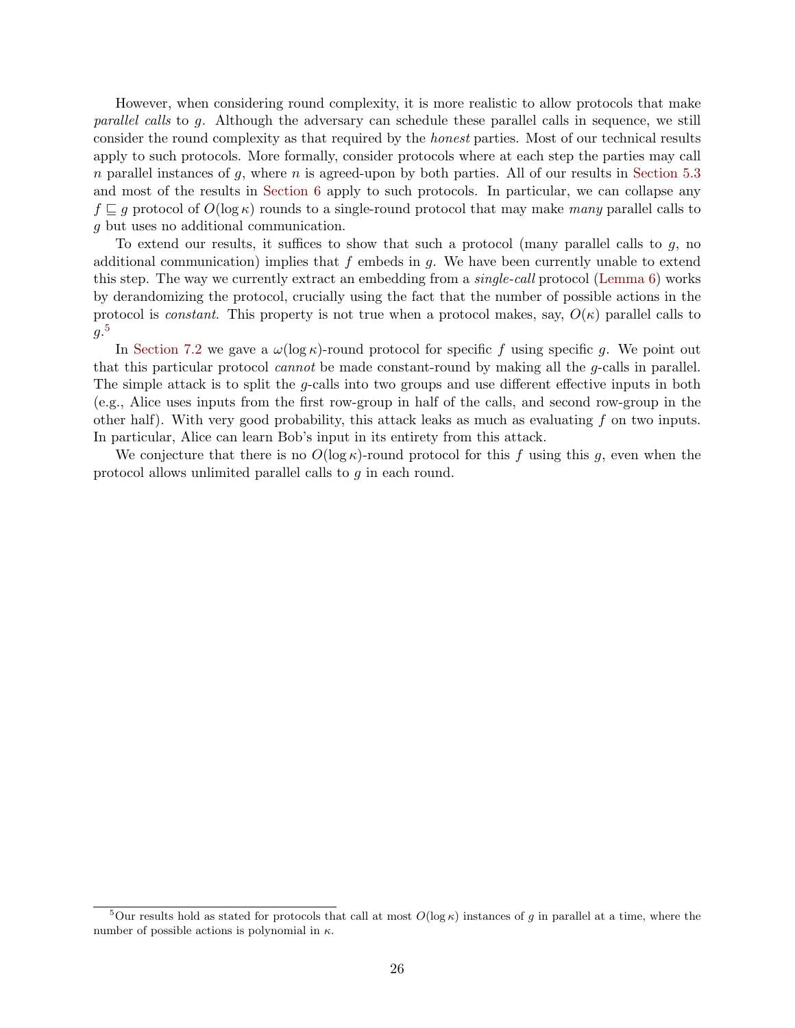However, when considering round complexity, it is more realistic to allow protocols that make *parallel calls* to $g$. Although the adversary can schedule these parallel calls in sequence, we still consider the round complexity as that required by the *honest* parties. Most of our technical results apply to such protocols. More formally, consider protocols where at each step the parties may call $n$ parallel instances of $g$, where $n$ is agreed-upon by both parties. All of our results in Section 5.3 and most of the results in Section 6 apply to such protocols. In particular, we can collapse any $f \sqsubseteq g$ protocol of $O(\log \kappa)$ rounds to a single-round protocol that may make *many* parallel calls to $g$ but uses no additional communication.

To extend our results, it suffices to show that such a protocol (many parallel calls to $g$, no additional communication) implies that $f$ embeds in $g$. We have been currently unable to extend this step. The way we currently extract an embedding from a *single-call* protocol (Lemma 6) works by derandomizing the protocol, crucially using the fact that the number of possible actions in the protocol is *constant*. This property is not true when a protocol makes, say, $O(\kappa)$ parallel calls to $g$.[5]

In Section 7.2 we gave a $\omega(\log \kappa)$-round protocol for specific $f$ using specific $g$. We point out that this particular protocol *cannot* be made constant-round by making all the $g$-calls in parallel. The simple attack is to split the $g$-calls into two groups and use different effective inputs in both (e.g., Alice uses inputs from the first row-group in half of the calls, and second row-group in the other half). With very good probability, this attack leaks as much as evaluating $f$ on two inputs. In particular, Alice can learn Bob's input in its entirety from this attack.

We conjecture that there is no $O(\log \kappa)$-round protocol for this $f$ using this $g$, even when the protocol allows unlimited parallel calls to $g$ in each round.

[5] Our results hold as stated for protocols that call at most $O(\log \kappa)$ instances of $g$ in parallel at a time, where the number of possible actions is polynomial in $\kappa$.